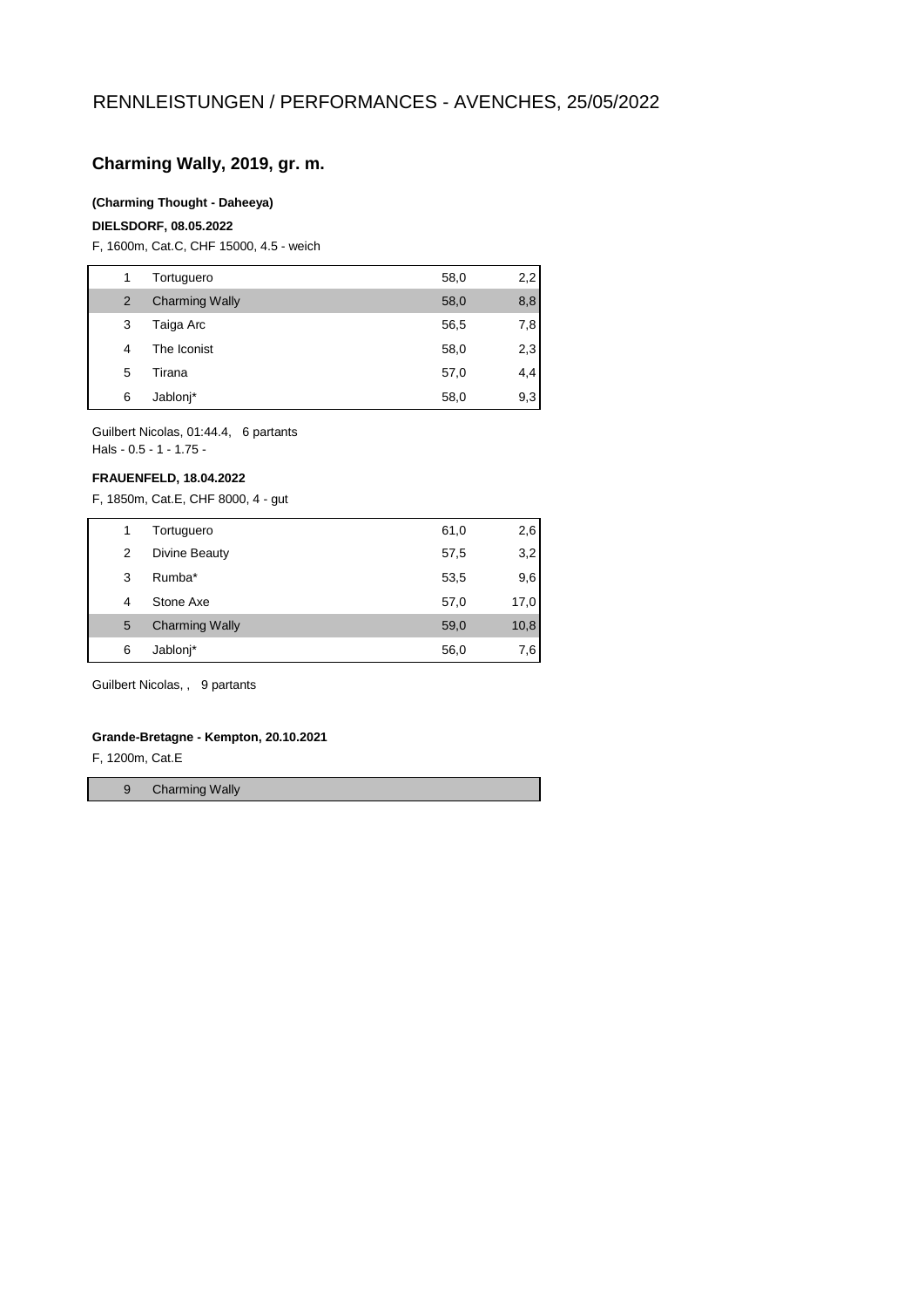# RENNLEISTUNGEN / PERFORMANCES - AVENCHES, 25/05/2022

## Charming Wally, 2019, gr. m.

**(Charming Thought - Daheeya)**

**DIELSDORF, 08.05.2022**

F, 1600m, Cat.C, CHF 15000, 4.5 - weich

| | | | |
|---|---|---|---|
| 1 | Tortuguero | 58,0 | 2,2 |
| 2 | Charming Wally | 58,0 | 8,8 |
| 3 | Taiga Arc | 56,5 | 7,8 |
| 4 | The Iconist | 58,0 | 2,3 |
| 5 | Tirana | 57,0 | 4,4 |
| 6 | Jablonj* | 58,0 | 9,3 |

Guilbert Nicolas, 01:44.4, 6 partants
Hals - 0.5 - 1 - 1.75 -

**FRAUENFELD, 18.04.2022**

F, 1850m, Cat.E, CHF 8000, 4 - gut

| | | | |
|---|---|---|---|
| 1 | Tortuguero | 61,0 | 2,6 |
| 2 | Divine Beauty | 57,5 | 3,2 |
| 3 | Rumba* | 53,5 | 9,6 |
| 4 | Stone Axe | 57,0 | 17,0 |
| 5 | Charming Wally | 59,0 | 10,8 |
| 6 | Jablonj* | 56,0 | 7,6 |

Guilbert Nicolas, , 9 partants

**Grande-Bretagne - Kempton, 20.10.2021**

F, 1200m, Cat.E

| | |
|---|---|
| 9 | Charming Wally |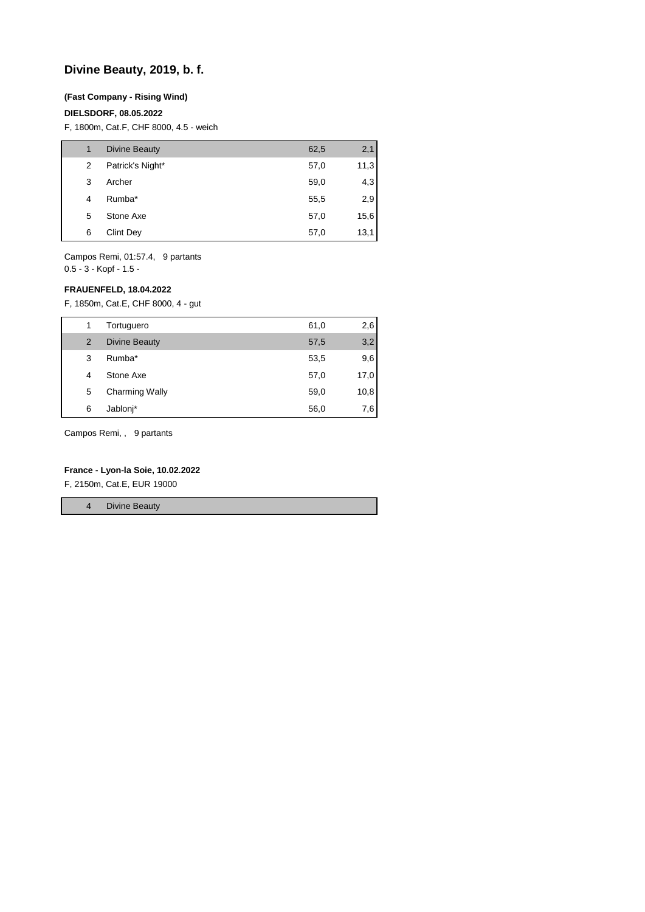## Divine Beauty, 2019, b. f.

**(Fast Company - Rising Wind)**

**DIELSDORF, 08.05.2022**

F, 1800m, Cat.F, CHF 8000, 4.5 - weich

| | | | |
|---|---|---|---|
| 1 | Divine Beauty | 62,5 | 2,1 |
| 2 | Patrick's Night* | 57,0 | 11,3 |
| 3 | Archer | 59,0 | 4,3 |
| 4 | Rumba* | 55,5 | 2,9 |
| 5 | Stone Axe | 57,0 | 15,6 |
| 6 | Clint Dey | 57,0 | 13,1 |

Campos Remi, 01:57.4, 9 partants
0.5 - 3 - Kopf - 1.5 -

**FRAUENFELD, 18.04.2022**

F, 1850m, Cat.E, CHF 8000, 4 - gut

| | | | |
|---|---|---|---|
| 1 | Tortuguero | 61,0 | 2,6 |
| 2 | Divine Beauty | 57,5 | 3,2 |
| 3 | Rumba* | 53,5 | 9,6 |
| 4 | Stone Axe | 57,0 | 17,0 |
| 5 | Charming Wally | 59,0 | 10,8 |
| 6 | Jablonj* | 56,0 | 7,6 |

Campos Remi, , 9 partants

**France - Lyon-la Soie, 10.02.2022**

F, 2150m, Cat.E, EUR 19000

| | |
|---|---|
| 4 | Divine Beauty |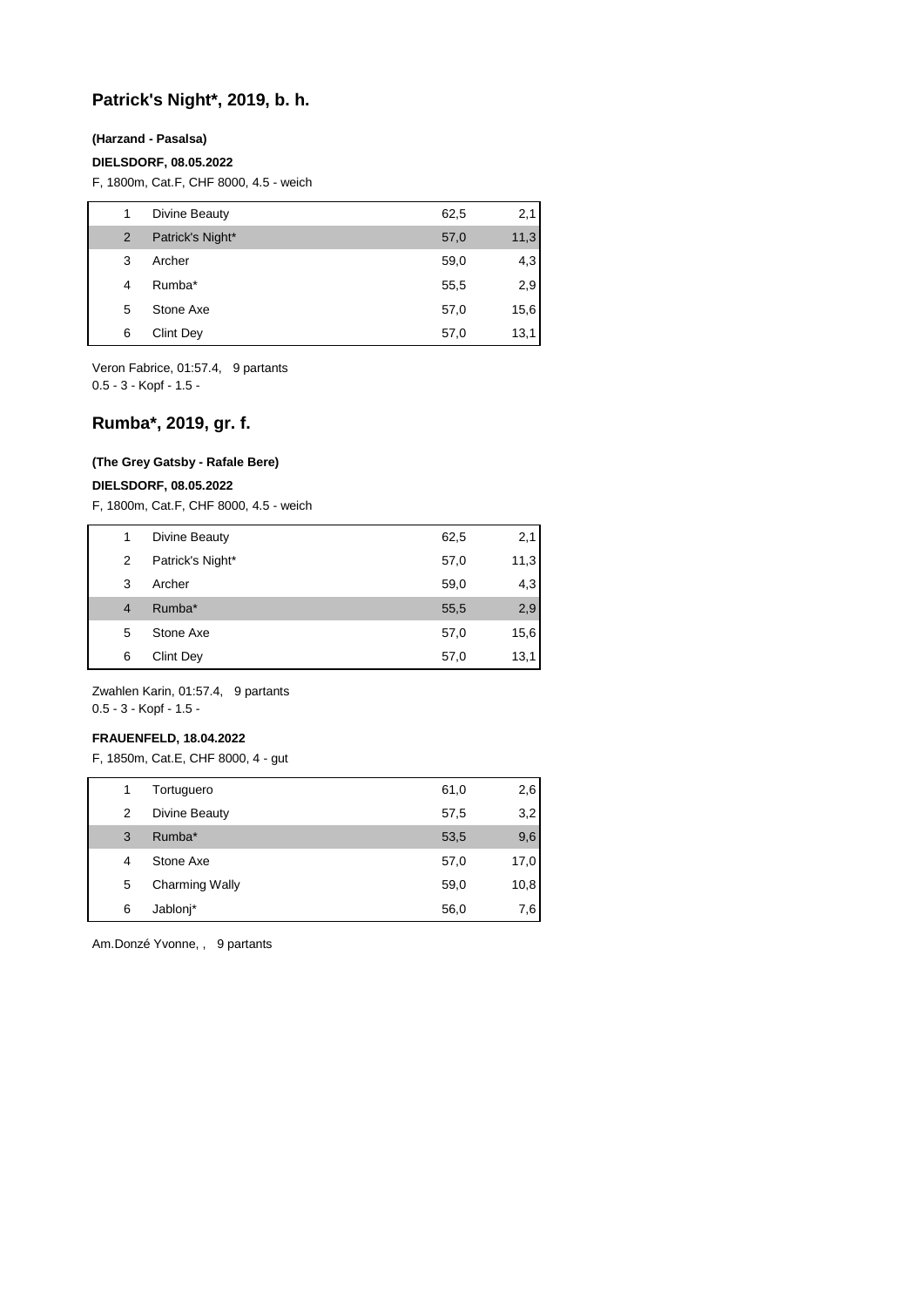## Patrick's Night*, 2019, b. h.

**(Harzand - Pasalsa)**

**DIELSDORF, 08.05.2022**

F, 1800m, Cat.F, CHF 8000, 4.5 - weich

| | | | |
|---|---|---|---|
| 1 | Divine Beauty | 62,5 | 2,1 |
| 2 | Patrick's Night* | 57,0 | 11,3 |
| 3 | Archer | 59,0 | 4,3 |
| 4 | Rumba* | 55,5 | 2,9 |
| 5 | Stone Axe | 57,0 | 15,6 |
| 6 | Clint Dey | 57,0 | 13,1 |

Veron Fabrice, 01:57.4, 9 partants
0.5 - 3 - Kopf - 1.5 -

## Rumba*, 2019, gr. f.

**(The Grey Gatsby - Rafale Bere)**

**DIELSDORF, 08.05.2022**

F, 1800m, Cat.F, CHF 8000, 4.5 - weich

| | | | |
|---|---|---|---|
| 1 | Divine Beauty | 62,5 | 2,1 |
| 2 | Patrick's Night* | 57,0 | 11,3 |
| 3 | Archer | 59,0 | 4,3 |
| 4 | Rumba* | 55,5 | 2,9 |
| 5 | Stone Axe | 57,0 | 15,6 |
| 6 | Clint Dey | 57,0 | 13,1 |

Zwahlen Karin, 01:57.4, 9 partants
0.5 - 3 - Kopf - 1.5 -

**FRAUENFELD, 18.04.2022**

F, 1850m, Cat.E, CHF 8000, 4 - gut

| | | | |
|---|---|---|---|
| 1 | Tortuguero | 61,0 | 2,6 |
| 2 | Divine Beauty | 57,5 | 3,2 |
| 3 | Rumba* | 53,5 | 9,6 |
| 4 | Stone Axe | 57,0 | 17,0 |
| 5 | Charming Wally | 59,0 | 10,8 |
| 6 | Jablonj* | 56,0 | 7,6 |

Am.Donzé Yvonne, , 9 partants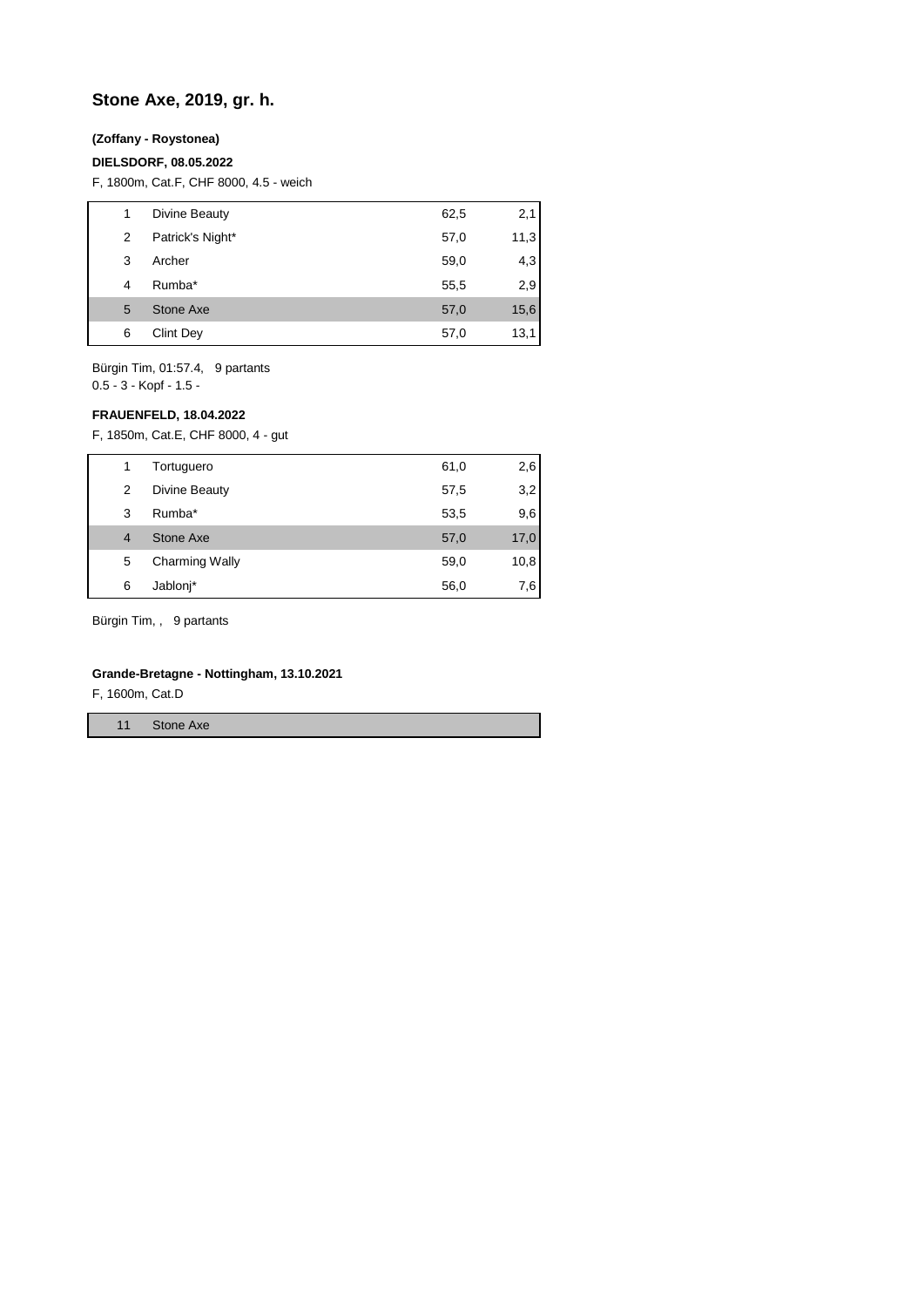# Stone Axe, 2019, gr. h.

**(Zoffany - Roystonea)**

**DIELSDORF, 08.05.2022**

F, 1800m, Cat.F, CHF 8000, 4.5 - weich

| | | | |
|---|---|---|---|
| 1 | Divine Beauty | 62,5 | 2,1 |
| 2 | Patrick's Night* | 57,0 | 11,3 |
| 3 | Archer | 59,0 | 4,3 |
| 4 | Rumba* | 55,5 | 2,9 |
| 5 | Stone Axe | 57,0 | 15,6 |
| 6 | Clint Dey | 57,0 | 13,1 |

Bürgin Tim, 01:57.4, 9 partants
0.5 - 3 - Kopf - 1.5 -

**FRAUENFELD, 18.04.2022**

F, 1850m, Cat.E, CHF 8000, 4 - gut

| | | | |
|---|---|---|---|
| 1 | Tortuguero | 61,0 | 2,6 |
| 2 | Divine Beauty | 57,5 | 3,2 |
| 3 | Rumba* | 53,5 | 9,6 |
| 4 | Stone Axe | 57,0 | 17,0 |
| 5 | Charming Wally | 59,0 | 10,8 |
| 6 | Jablonj* | 56,0 | 7,6 |

Bürgin Tim, , 9 partants

**Grande-Bretagne - Nottingham, 13.10.2021**

F, 1600m, Cat.D

| | |
|---|---|
| 11 | Stone Axe |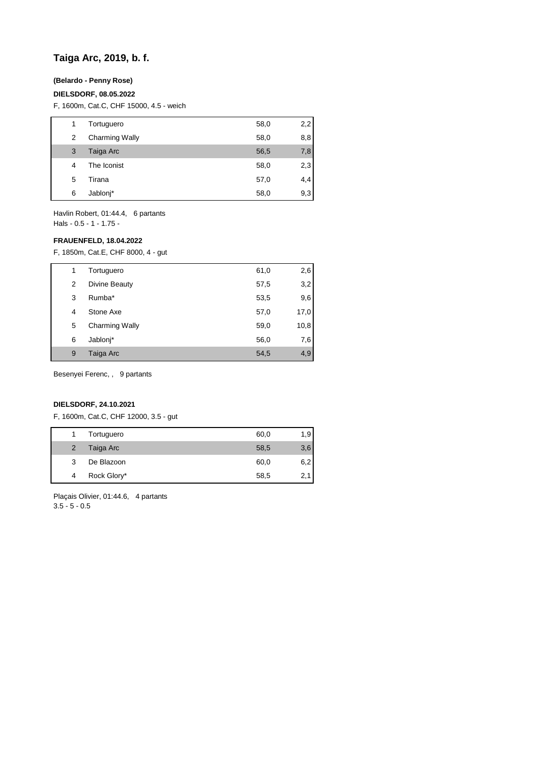# Taiga Arc, 2019, b. f.

**(Belardo - Penny Rose)**

**DIELSDORF, 08.05.2022**

F, 1600m, Cat.C, CHF 15000, 4.5 - weich

| | | | |
|---|---|---|---|
| 1 | Tortuguero | 58,0 | 2,2 |
| 2 | Charming Wally | 58,0 | 8,8 |
| 3 | Taiga Arc | 56,5 | 7,8 |
| 4 | The Iconist | 58,0 | 2,3 |
| 5 | Tirana | 57,0 | 4,4 |
| 6 | Jablonj* | 58,0 | 9,3 |

Havlin Robert, 01:44.4, 6 partants
Hals - 0.5 - 1 - 1.75 -

**FRAUENFELD, 18.04.2022**

F, 1850m, Cat.E, CHF 8000, 4 - gut

| | | | |
|---|---|---|---|
| 1 | Tortuguero | 61,0 | 2,6 |
| 2 | Divine Beauty | 57,5 | 3,2 |
| 3 | Rumba* | 53,5 | 9,6 |
| 4 | Stone Axe | 57,0 | 17,0 |
| 5 | Charming Wally | 59,0 | 10,8 |
| 6 | Jablonj* | 56,0 | 7,6 |
| 9 | Taiga Arc | 54,5 | 4,9 |

Besenyei Ferenc, , 9 partants

**DIELSDORF, 24.10.2021**

F, 1600m, Cat.C, CHF 12000, 3.5 - gut

| | | | |
|---|---|---|---|
| 1 | Tortuguero | 60,0 | 1,9 |
| 2 | Taiga Arc | 58,5 | 3,6 |
| 3 | De Blazoon | 60,0 | 6,2 |
| 4 | Rock Glory* | 58,5 | 2,1 |

Plaçais Olivier, 01:44.6, 4 partants
3.5 - 5 - 0.5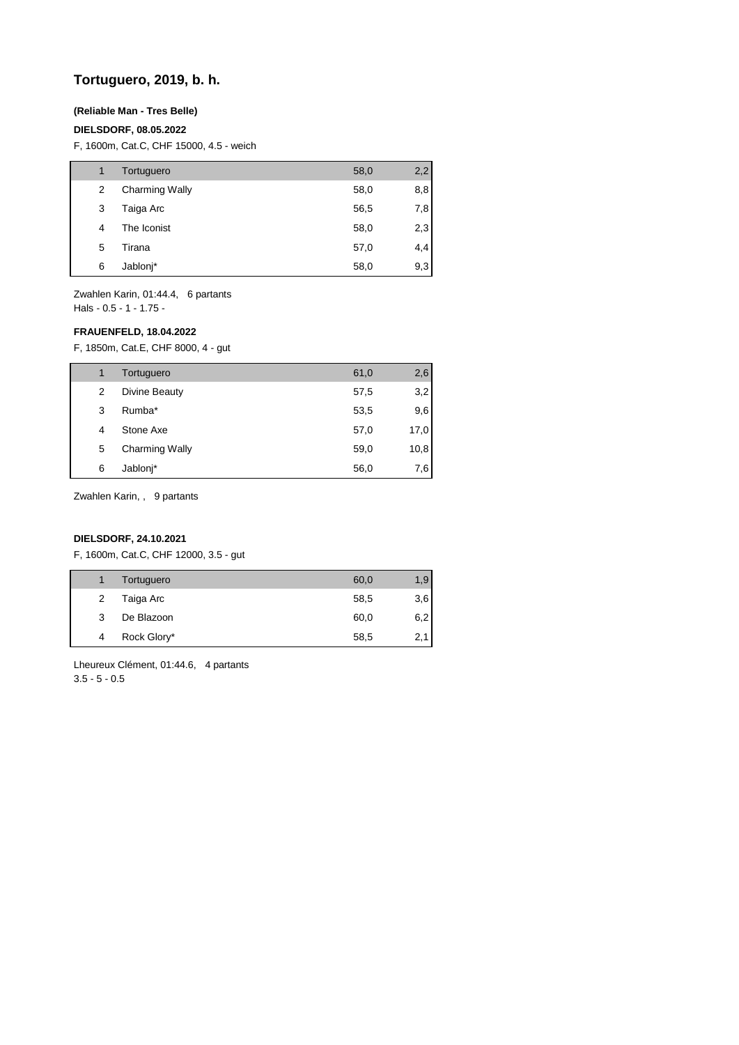# Tortuguero, 2019, b. h.

**(Reliable Man - Tres Belle)**

**DIELSDORF, 08.05.2022**

F, 1600m, Cat.C, CHF 15000, 4.5 - weich

| | | | |
|---|---|---|---|
| 1 | Tortuguero | 58,0 | 2,2 |
| 2 | Charming Wally | 58,0 | 8,8 |
| 3 | Taiga Arc | 56,5 | 7,8 |
| 4 | The Iconist | 58,0 | 2,3 |
| 5 | Tirana | 57,0 | 4,4 |
| 6 | Jablonj* | 58,0 | 9,3 |

Zwahlen Karin, 01:44.4, 6 partants
Hals - 0.5 - 1 - 1.75 -

**FRAUENFELD, 18.04.2022**

F, 1850m, Cat.E, CHF 8000, 4 - gut

| | | | |
|---|---|---|---|
| 1 | Tortuguero | 61,0 | 2,6 |
| 2 | Divine Beauty | 57,5 | 3,2 |
| 3 | Rumba* | 53,5 | 9,6 |
| 4 | Stone Axe | 57,0 | 17,0 |
| 5 | Charming Wally | 59,0 | 10,8 |
| 6 | Jablonj* | 56,0 | 7,6 |

Zwahlen Karin, , 9 partants

**DIELSDORF, 24.10.2021**

F, 1600m, Cat.C, CHF 12000, 3.5 - gut

| | | | |
|---|---|---|---|
| 1 | Tortuguero | 60,0 | 1,9 |
| 2 | Taiga Arc | 58,5 | 3,6 |
| 3 | De Blazoon | 60,0 | 6,2 |
| 4 | Rock Glory* | 58,5 | 2,1 |

Lheureux Clément, 01:44.6, 4 partants
3.5 - 5 - 0.5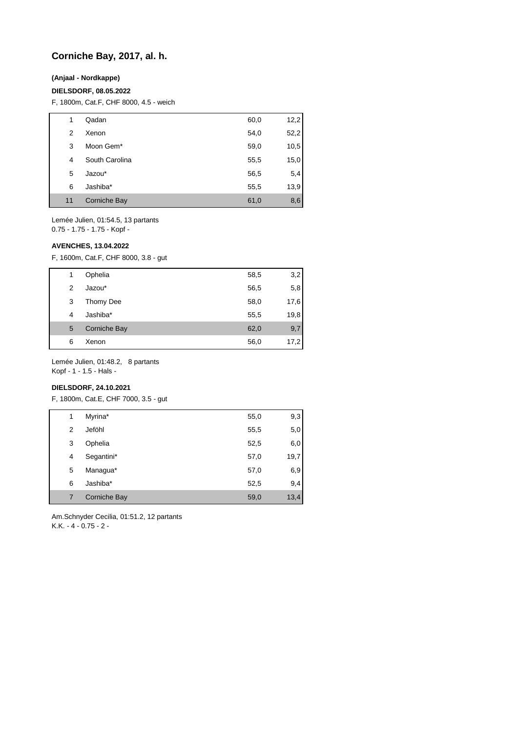## Corniche Bay, 2017, al. h.

**(Anjaal - Nordkappe)**

**DIELSDORF, 08.05.2022**

F, 1800m, Cat.F, CHF 8000, 4.5 - weich

| | | | |
|---|---|---|---|
| 1 | Qadan | 60,0 | 12,2 |
| 2 | Xenon | 54,0 | 52,2 |
| 3 | Moon Gem* | 59,0 | 10,5 |
| 4 | South Carolina | 55,5 | 15,0 |
| 5 | Jazou* | 56,5 | 5,4 |
| 6 | Jashiba* | 55,5 | 13,9 |
| 11 | Corniche Bay | 61,0 | 8,6 |

Lemée Julien, 01:54.5, 13 partants
0.75 - 1.75 - 1.75 - Kopf -

**AVENCHES, 13.04.2022**

F, 1600m, Cat.F, CHF 8000, 3.8 - gut

| | | | |
|---|---|---|---|
| 1 | Ophelia | 58,5 | 3,2 |
| 2 | Jazou* | 56,5 | 5,8 |
| 3 | Thomy Dee | 58,0 | 17,6 |
| 4 | Jashiba* | 55,5 | 19,8 |
| 5 | Corniche Bay | 62,0 | 9,7 |
| 6 | Xenon | 56,0 | 17,2 |

Lemée Julien, 01:48.2, 8 partants
Kopf - 1 - 1.5 - Hals -

**DIELSDORF, 24.10.2021**

F, 1800m, Cat.E, CHF 7000, 3.5 - gut

| | | | |
|---|---|---|---|
| 1 | Myrina* | 55,0 | 9,3 |
| 2 | Jeföhl | 55,5 | 5,0 |
| 3 | Ophelia | 52,5 | 6,0 |
| 4 | Segantini* | 57,0 | 19,7 |
| 5 | Managua* | 57,0 | 6,9 |
| 6 | Jashiba* | 52,5 | 9,4 |
| 7 | Corniche Bay | 59,0 | 13,4 |

Am.Schnyder Cecilia, 01:51.2, 12 partants
K.K. - 4 - 0.75 - 2 -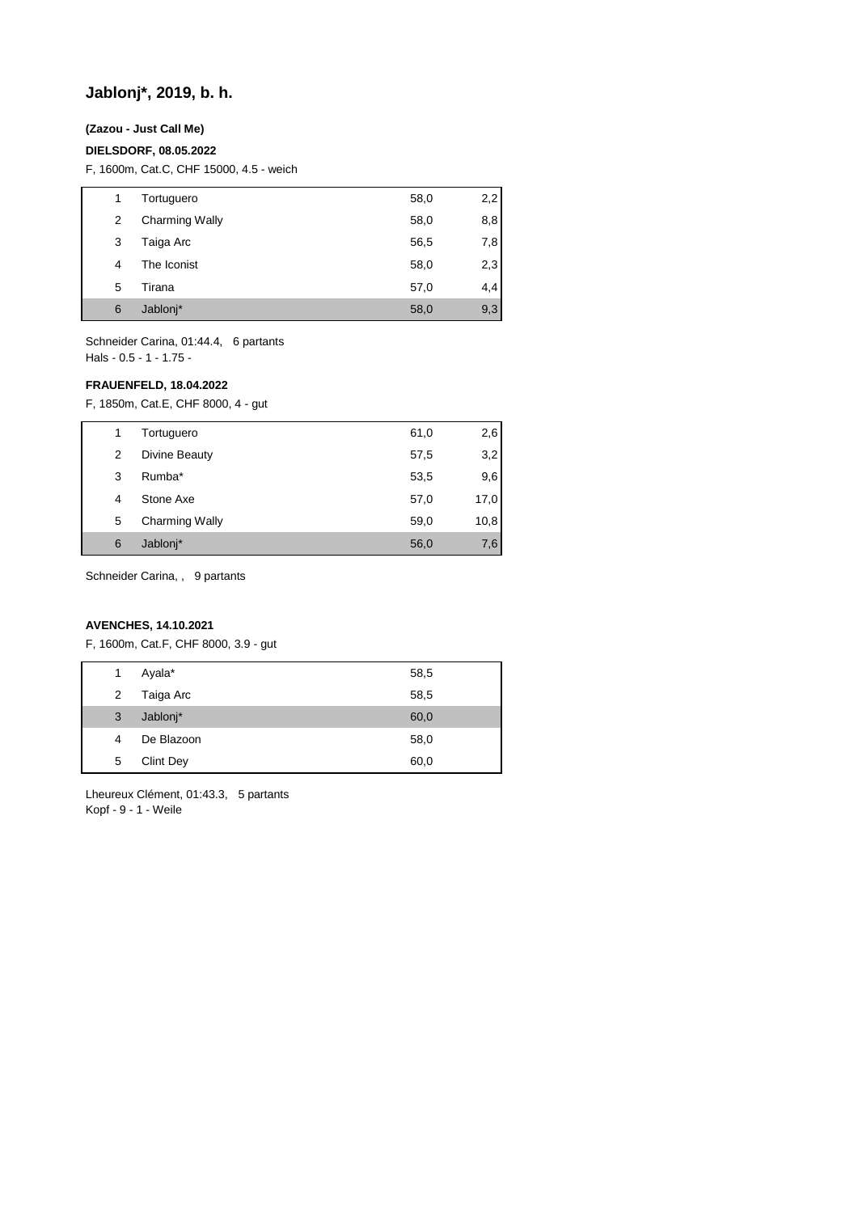## Jablonj*, 2019, b. h.

**(Zazou - Just Call Me)**

**DIELSDORF, 08.05.2022**

F, 1600m, Cat.C, CHF 15000, 4.5 - weich

| | | | |
|---|---|---|---|
| 1 | Tortuguero | 58,0 | 2,2 |
| 2 | Charming Wally | 58,0 | 8,8 |
| 3 | Taiga Arc | 56,5 | 7,8 |
| 4 | The Iconist | 58,0 | 2,3 |
| 5 | Tirana | 57,0 | 4,4 |
| 6 | Jablonj* | 58,0 | 9,3 |

Schneider Carina, 01:44.4, 6 partants
Hals - 0.5 - 1 - 1.75 -

**FRAUENFELD, 18.04.2022**

F, 1850m, Cat.E, CHF 8000, 4 - gut

| | | | |
|---|---|---|---|
| 1 | Tortuguero | 61,0 | 2,6 |
| 2 | Divine Beauty | 57,5 | 3,2 |
| 3 | Rumba* | 53,5 | 9,6 |
| 4 | Stone Axe | 57,0 | 17,0 |
| 5 | Charming Wally | 59,0 | 10,8 |
| 6 | Jablonj* | 56,0 | 7,6 |

Schneider Carina, , 9 partants

**AVENCHES, 14.10.2021**

F, 1600m, Cat.F, CHF 8000, 3.9 - gut

| | | |
|---|---|---|
| 1 | Ayala* | 58,5 |
| 2 | Taiga Arc | 58,5 |
| 3 | Jablonj* | 60,0 |
| 4 | De Blazoon | 58,0 |
| 5 | Clint Dey | 60,0 |

Lheureux Clément, 01:43.3, 5 partants
Kopf - 9 - 1 - Weile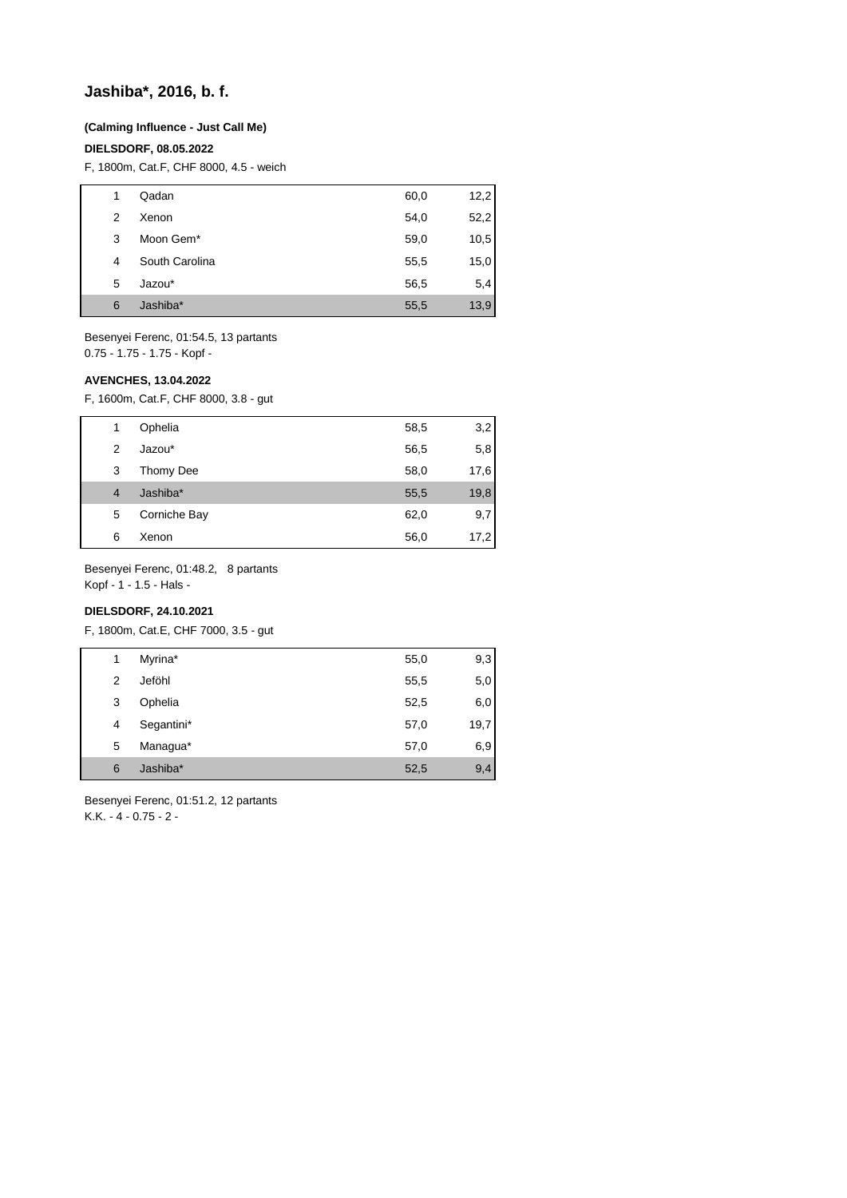# Jashiba*, 2016, b. f.

**(Calming Influence - Just Call Me)**

**DIELSDORF, 08.05.2022**

F, 1800m, Cat.F, CHF 8000, 4.5 - weich

| | | | |
|---|---|---|---|
| 1 | Qadan | 60,0 | 12,2 |
| 2 | Xenon | 54,0 | 52,2 |
| 3 | Moon Gem* | 59,0 | 10,5 |
| 4 | South Carolina | 55,5 | 15,0 |
| 5 | Jazou* | 56,5 | 5,4 |
| 6 | Jashiba* | 55,5 | 13,9 |

Besenyei Ferenc, 01:54.5, 13 partants
0.75 - 1.75 - 1.75 - Kopf -

**AVENCHES, 13.04.2022**

F, 1600m, Cat.F, CHF 8000, 3.8 - gut

| | | | |
|---|---|---|---|
| 1 | Ophelia | 58,5 | 3,2 |
| 2 | Jazou* | 56,5 | 5,8 |
| 3 | Thomy Dee | 58,0 | 17,6 |
| 4 | Jashiba* | 55,5 | 19,8 |
| 5 | Corniche Bay | 62,0 | 9,7 |
| 6 | Xenon | 56,0 | 17,2 |

Besenyei Ferenc, 01:48.2, 8 partants
Kopf - 1 - 1.5 - Hals -

**DIELSDORF, 24.10.2021**

F, 1800m, Cat.E, CHF 7000, 3.5 - gut

| | | | |
|---|---|---|---|
| 1 | Myrina* | 55,0 | 9,3 |
| 2 | Jeföhl | 55,5 | 5,0 |
| 3 | Ophelia | 52,5 | 6,0 |
| 4 | Segantini* | 57,0 | 19,7 |
| 5 | Managua* | 57,0 | 6,9 |
| 6 | Jashiba* | 52,5 | 9,4 |

Besenyei Ferenc, 01:51.2, 12 partants
K.K. - 4 - 0.75 - 2 -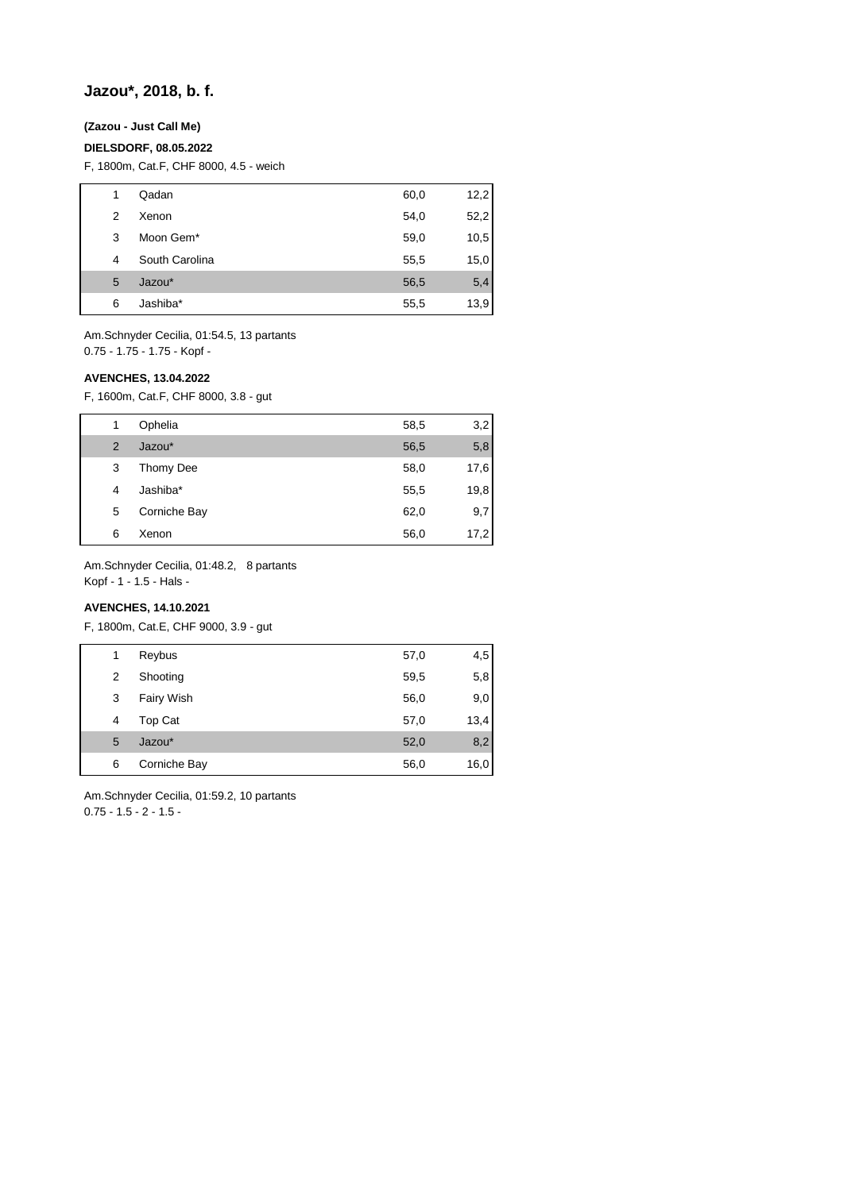## Jazou*, 2018, b. f.

**(Zazou - Just Call Me)**

**DIELSDORF, 08.05.2022**

F, 1800m, Cat.F, CHF 8000, 4.5 - weich

| | | | |
|---|---|---|---|
| 1 | Qadan | 60,0 | 12,2 |
| 2 | Xenon | 54,0 | 52,2 |
| 3 | Moon Gem* | 59,0 | 10,5 |
| 4 | South Carolina | 55,5 | 15,0 |
| 5 | Jazou* | 56,5 | 5,4 |
| 6 | Jashiba* | 55,5 | 13,9 |

Am.Schnyder Cecilia, 01:54.5, 13 partants
0.75 - 1.75 - 1.75 - Kopf -

**AVENCHES, 13.04.2022**

F, 1600m, Cat.F, CHF 8000, 3.8 - gut

| | | | |
|---|---|---|---|
| 1 | Ophelia | 58,5 | 3,2 |
| 2 | Jazou* | 56,5 | 5,8 |
| 3 | Thomy Dee | 58,0 | 17,6 |
| 4 | Jashiba* | 55,5 | 19,8 |
| 5 | Corniche Bay | 62,0 | 9,7 |
| 6 | Xenon | 56,0 | 17,2 |

Am.Schnyder Cecilia, 01:48.2, 8 partants
Kopf - 1 - 1.5 - Hals -

**AVENCHES, 14.10.2021**

F, 1800m, Cat.E, CHF 9000, 3.9 - gut

| | | | |
|---|---|---|---|
| 1 | Reybus | 57,0 | 4,5 |
| 2 | Shooting | 59,5 | 5,8 |
| 3 | Fairy Wish | 56,0 | 9,0 |
| 4 | Top Cat | 57,0 | 13,4 |
| 5 | Jazou* | 52,0 | 8,2 |
| 6 | Corniche Bay | 56,0 | 16,0 |

Am.Schnyder Cecilia, 01:59.2, 10 partants
0.75 - 1.5 - 2 - 1.5 -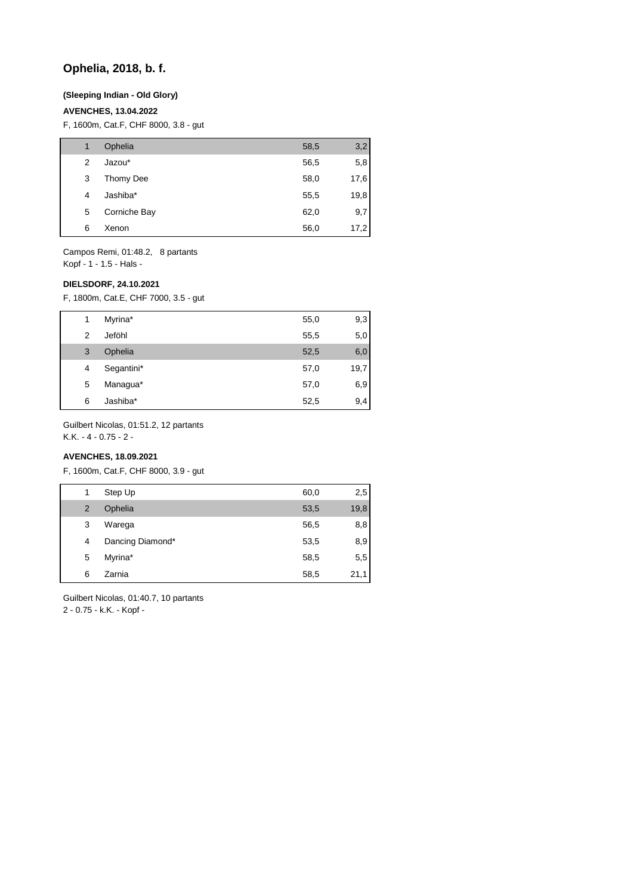## Ophelia, 2018, b. f.

**(Sleeping Indian - Old Glory)**

**AVENCHES, 13.04.2022**

F, 1600m, Cat.F, CHF 8000, 3.8 - gut

| | | | |
|---|---|---|---|
| 1 | Ophelia | 58,5 | 3,2 |
| 2 | Jazou* | 56,5 | 5,8 |
| 3 | Thomy Dee | 58,0 | 17,6 |
| 4 | Jashiba* | 55,5 | 19,8 |
| 5 | Corniche Bay | 62,0 | 9,7 |
| 6 | Xenon | 56,0 | 17,2 |

Campos Remi, 01:48.2, 8 partants
Kopf - 1 - 1.5 - Hals -

**DIELSDORF, 24.10.2021**

F, 1800m, Cat.E, CHF 7000, 3.5 - gut

| | | | |
|---|---|---|---|
| 1 | Myrina* | 55,0 | 9,3 |
| 2 | Jeföhl | 55,5 | 5,0 |
| 3 | Ophelia | 52,5 | 6,0 |
| 4 | Segantini* | 57,0 | 19,7 |
| 5 | Managua* | 57,0 | 6,9 |
| 6 | Jashiba* | 52,5 | 9,4 |

Guilbert Nicolas, 01:51.2, 12 partants
K.K. - 4 - 0.75 - 2 -

**AVENCHES, 18.09.2021**

F, 1600m, Cat.F, CHF 8000, 3.9 - gut

| | | | |
|---|---|---|---|
| 1 | Step Up | 60,0 | 2,5 |
| 2 | Ophelia | 53,5 | 19,8 |
| 3 | Warega | 56,5 | 8,8 |
| 4 | Dancing Diamond* | 53,5 | 8,9 |
| 5 | Myrina* | 58,5 | 5,5 |
| 6 | Zarnia | 58,5 | 21,1 |

Guilbert Nicolas, 01:40.7, 10 partants
2 - 0.75 - k.K. - Kopf -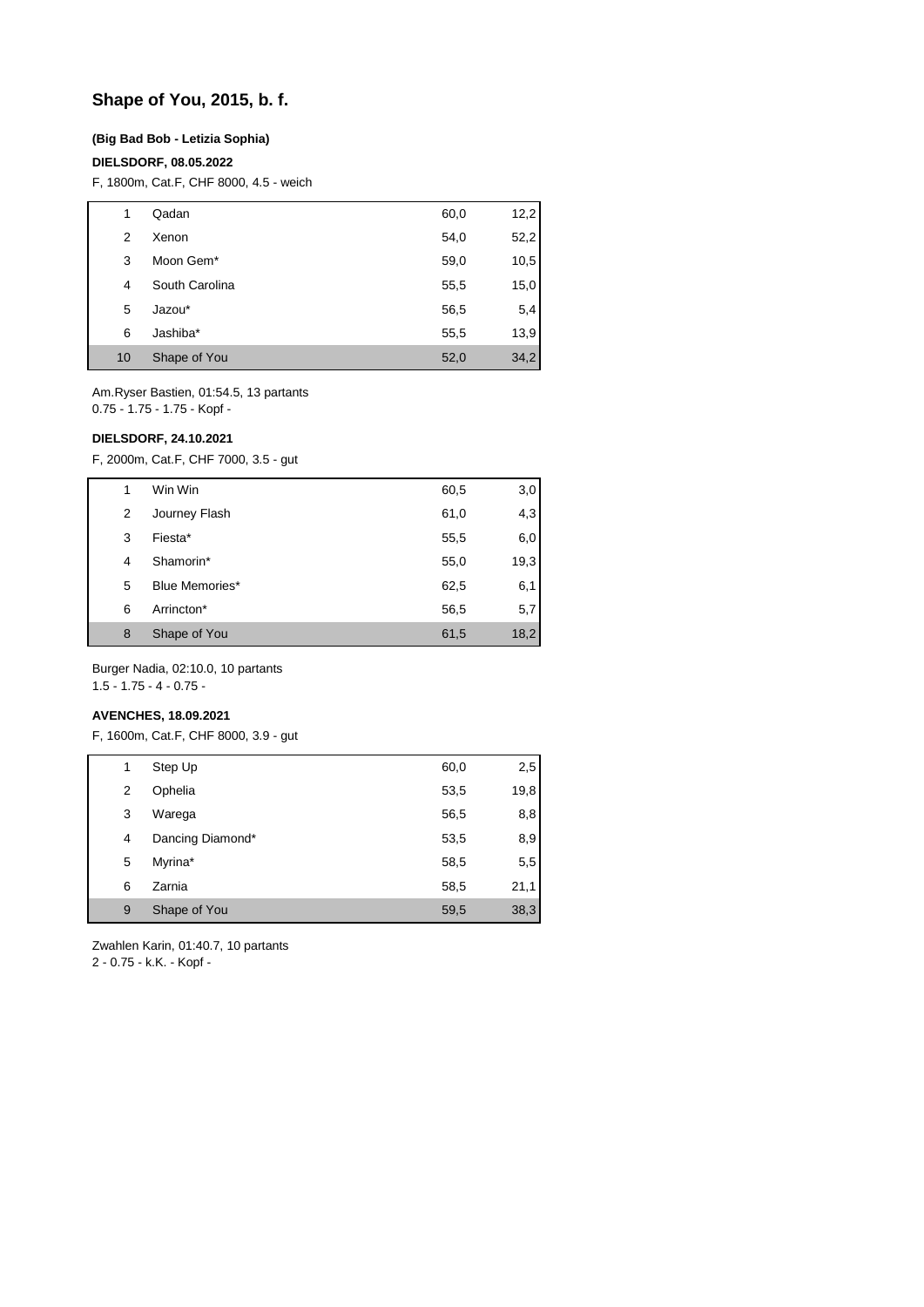## Shape of You, 2015, b. f.

**(Big Bad Bob - Letizia Sophia)**

**DIELSDORF, 08.05.2022**

F, 1800m, Cat.F, CHF 8000, 4.5 - weich

| | | | |
|---|---|---|---|
| 1 | Qadan | 60,0 | 12,2 |
| 2 | Xenon | 54,0 | 52,2 |
| 3 | Moon Gem* | 59,0 | 10,5 |
| 4 | South Carolina | 55,5 | 15,0 |
| 5 | Jazou* | 56,5 | 5,4 |
| 6 | Jashiba* | 55,5 | 13,9 |
| 10 | Shape of You | 52,0 | 34,2 |

Am.Ryser Bastien, 01:54.5, 13 partants
0.75 - 1.75 - 1.75 - Kopf -

**DIELSDORF, 24.10.2021**

F, 2000m, Cat.F, CHF 7000, 3.5 - gut

| | | | |
|---|---|---|---|
| 1 | Win Win | 60,5 | 3,0 |
| 2 | Journey Flash | 61,0 | 4,3 |
| 3 | Fiesta* | 55,5 | 6,0 |
| 4 | Shamorin* | 55,0 | 19,3 |
| 5 | Blue Memories* | 62,5 | 6,1 |
| 6 | Arrincton* | 56,5 | 5,7 |
| 8 | Shape of You | 61,5 | 18,2 |

Burger Nadia, 02:10.0, 10 partants
1.5 - 1.75 - 4 - 0.75 -

**AVENCHES, 18.09.2021**

F, 1600m, Cat.F, CHF 8000, 3.9 - gut

| | | | |
|---|---|---|---|
| 1 | Step Up | 60,0 | 2,5 |
| 2 | Ophelia | 53,5 | 19,8 |
| 3 | Warega | 56,5 | 8,8 |
| 4 | Dancing Diamond* | 53,5 | 8,9 |
| 5 | Myrina* | 58,5 | 5,5 |
| 6 | Zarnia | 58,5 | 21,1 |
| 9 | Shape of You | 59,5 | 38,3 |

Zwahlen Karin, 01:40.7, 10 partants
2 - 0.75 - k.K. - Kopf -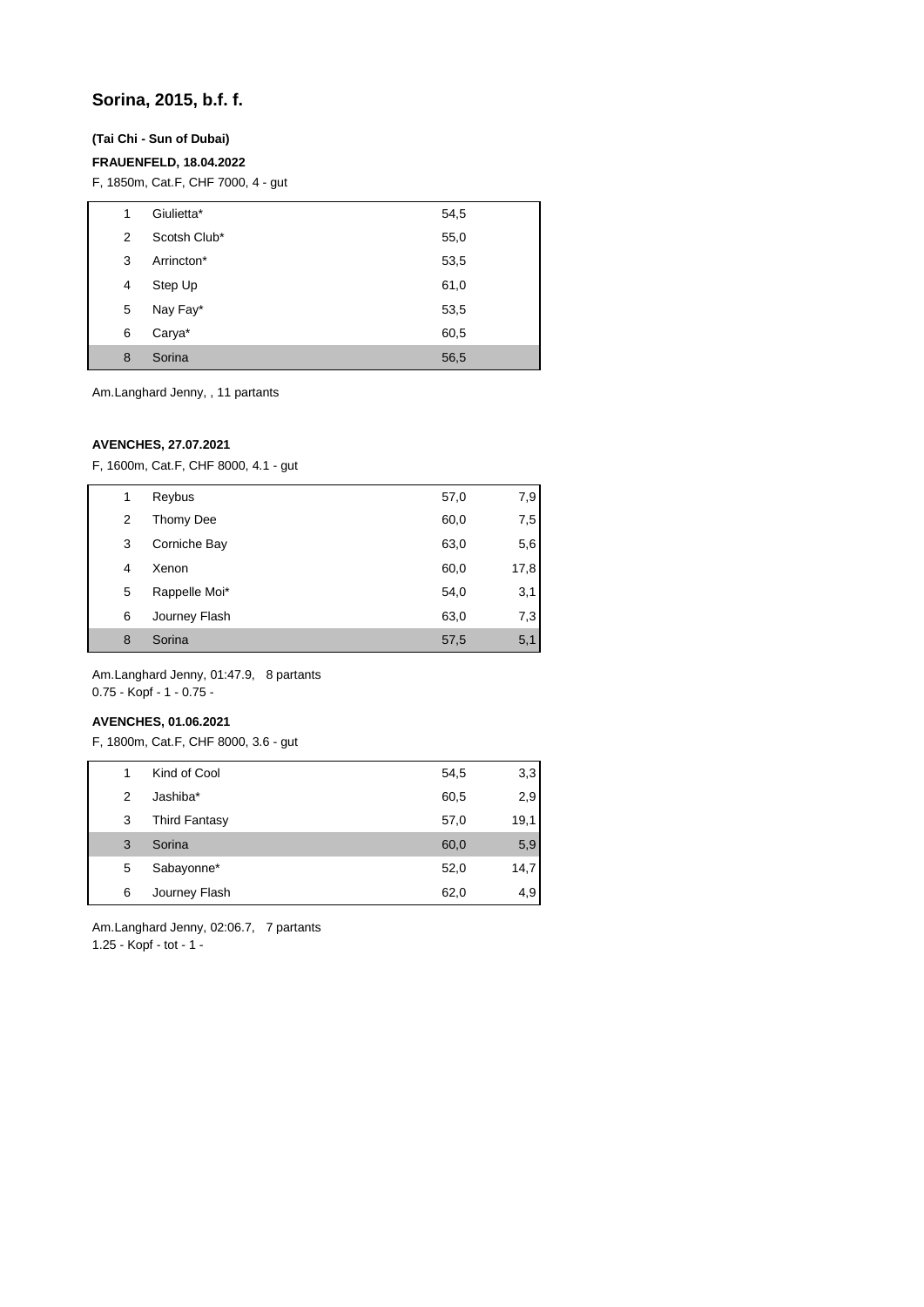# Sorina, 2015, b.f. f.

**(Tai Chi - Sun of Dubai)**

**FRAUENFELD, 18.04.2022**

F, 1850m, Cat.F, CHF 7000, 4 - gut

| | | |
|---|---|---|
| 1 | Giulietta* | 54,5 |
| 2 | Scotsh Club* | 55,0 |
| 3 | Arrincton* | 53,5 |
| 4 | Step Up | 61,0 |
| 5 | Nay Fay* | 53,5 |
| 6 | Carya* | 60,5 |
| 8 | Sorina | 56,5 |

Am.Langhard Jenny, , 11 partants

**AVENCHES, 27.07.2021**

F, 1600m, Cat.F, CHF 8000, 4.1 - gut

| | | | |
|---|---|---|---|
| 1 | Reybus | 57,0 | 7,9 |
| 2 | Thomy Dee | 60,0 | 7,5 |
| 3 | Corniche Bay | 63,0 | 5,6 |
| 4 | Xenon | 60,0 | 17,8 |
| 5 | Rappelle Moi* | 54,0 | 3,1 |
| 6 | Journey Flash | 63,0 | 7,3 |
| 8 | Sorina | 57,5 | 5,1 |

Am.Langhard Jenny, 01:47.9, 8 partants
0.75 - Kopf - 1 - 0.75 -

**AVENCHES, 01.06.2021**

F, 1800m, Cat.F, CHF 8000, 3.6 - gut

| | | | |
|---|---|---|---|
| 1 | Kind of Cool | 54,5 | 3,3 |
| 2 | Jashiba* | 60,5 | 2,9 |
| 3 | Third Fantasy | 57,0 | 19,1 |
| 3 | Sorina | 60,0 | 5,9 |
| 5 | Sabayonne* | 52,0 | 14,7 |
| 6 | Journey Flash | 62,0 | 4,9 |

Am.Langhard Jenny, 02:06.7, 7 partants
1.25 - Kopf - tot - 1 -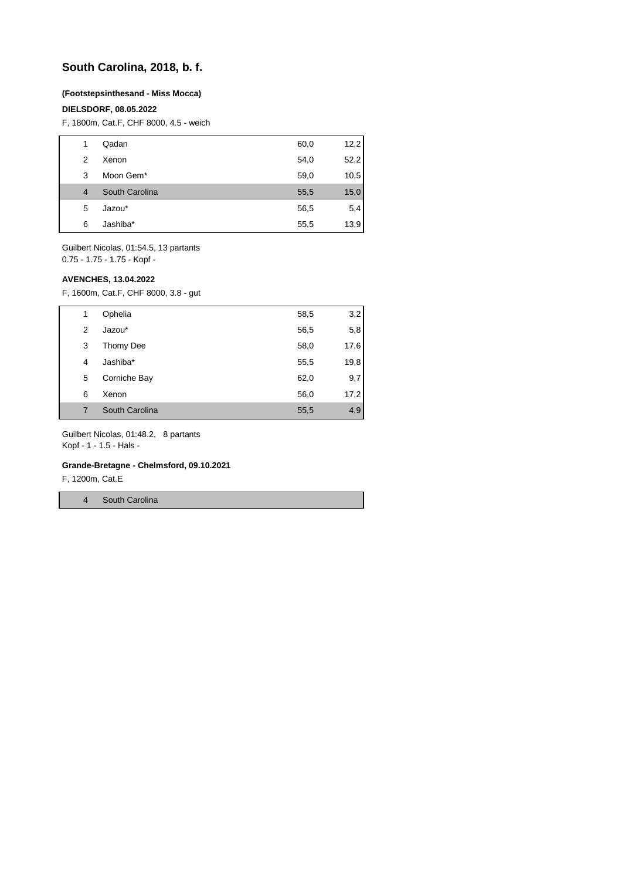# South Carolina, 2018, b. f.

**(Footstepsinthesand - Miss Mocca)**

**DIELSDORF, 08.05.2022**

F, 1800m, Cat.F, CHF 8000, 4.5 - weich

| | | | |
|---|---|---|---|
| 1 | Qadan | 60,0 | 12,2 |
| 2 | Xenon | 54,0 | 52,2 |
| 3 | Moon Gem* | 59,0 | 10,5 |
| 4 | South Carolina | 55,5 | 15,0 |
| 5 | Jazou* | 56,5 | 5,4 |
| 6 | Jashiba* | 55,5 | 13,9 |

Guilbert Nicolas, 01:54.5, 13 partants
0.75 - 1.75 - 1.75 - Kopf -

**AVENCHES, 13.04.2022**

F, 1600m, Cat.F, CHF 8000, 3.8 - gut

| | | | |
|---|---|---|---|
| 1 | Ophelia | 58,5 | 3,2 |
| 2 | Jazou* | 56,5 | 5,8 |
| 3 | Thomy Dee | 58,0 | 17,6 |
| 4 | Jashiba* | 55,5 | 19,8 |
| 5 | Corniche Bay | 62,0 | 9,7 |
| 6 | Xenon | 56,0 | 17,2 |
| 7 | South Carolina | 55,5 | 4,9 |

Guilbert Nicolas, 01:48.2, 8 partants
Kopf - 1 - 1.5 - Hals -

**Grande-Bretagne - Chelmsford, 09.10.2021**

F, 1200m, Cat.E

| | |
|---|---|
| 4 | South Carolina |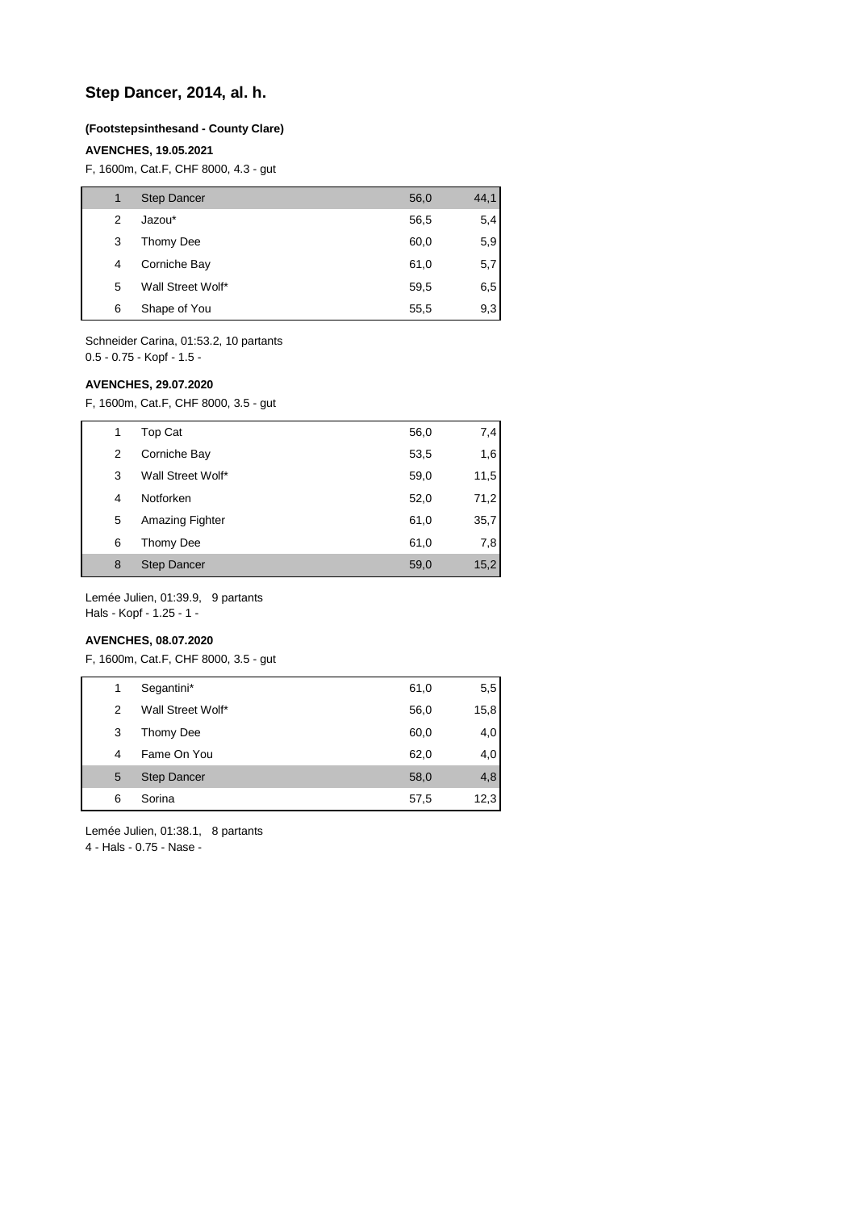## Step Dancer, 2014, al. h.

**(Footstepsinthesand - County Clare)**

**AVENCHES, 19.05.2021**

F, 1600m, Cat.F, CHF 8000, 4.3 - gut

| | | | |
|---|---|---|---|
| 1 | Step Dancer | 56,0 | 44,1 |
| 2 | Jazou* | 56,5 | 5,4 |
| 3 | Thomy Dee | 60,0 | 5,9 |
| 4 | Corniche Bay | 61,0 | 5,7 |
| 5 | Wall Street Wolf* | 59,5 | 6,5 |
| 6 | Shape of You | 55,5 | 9,3 |

Schneider Carina, 01:53.2, 10 partants
0.5 - 0.75 - Kopf - 1.5 -

**AVENCHES, 29.07.2020**

F, 1600m, Cat.F, CHF 8000, 3.5 - gut

| | | | |
|---|---|---|---|
| 1 | Top Cat | 56,0 | 7,4 |
| 2 | Corniche Bay | 53,5 | 1,6 |
| 3 | Wall Street Wolf* | 59,0 | 11,5 |
| 4 | Notforken | 52,0 | 71,2 |
| 5 | Amazing Fighter | 61,0 | 35,7 |
| 6 | Thomy Dee | 61,0 | 7,8 |
| 8 | Step Dancer | 59,0 | 15,2 |

Lemée Julien, 01:39.9, 9 partants
Hals - Kopf - 1.25 - 1 -

**AVENCHES, 08.07.2020**

F, 1600m, Cat.F, CHF 8000, 3.5 - gut

| | | | |
|---|---|---|---|
| 1 | Segantini* | 61,0 | 5,5 |
| 2 | Wall Street Wolf* | 56,0 | 15,8 |
| 3 | Thomy Dee | 60,0 | 4,0 |
| 4 | Fame On You | 62,0 | 4,0 |
| 5 | Step Dancer | 58,0 | 4,8 |
| 6 | Sorina | 57,5 | 12,3 |

Lemée Julien, 01:38.1, 8 partants
4 - Hals - 0.75 - Nase -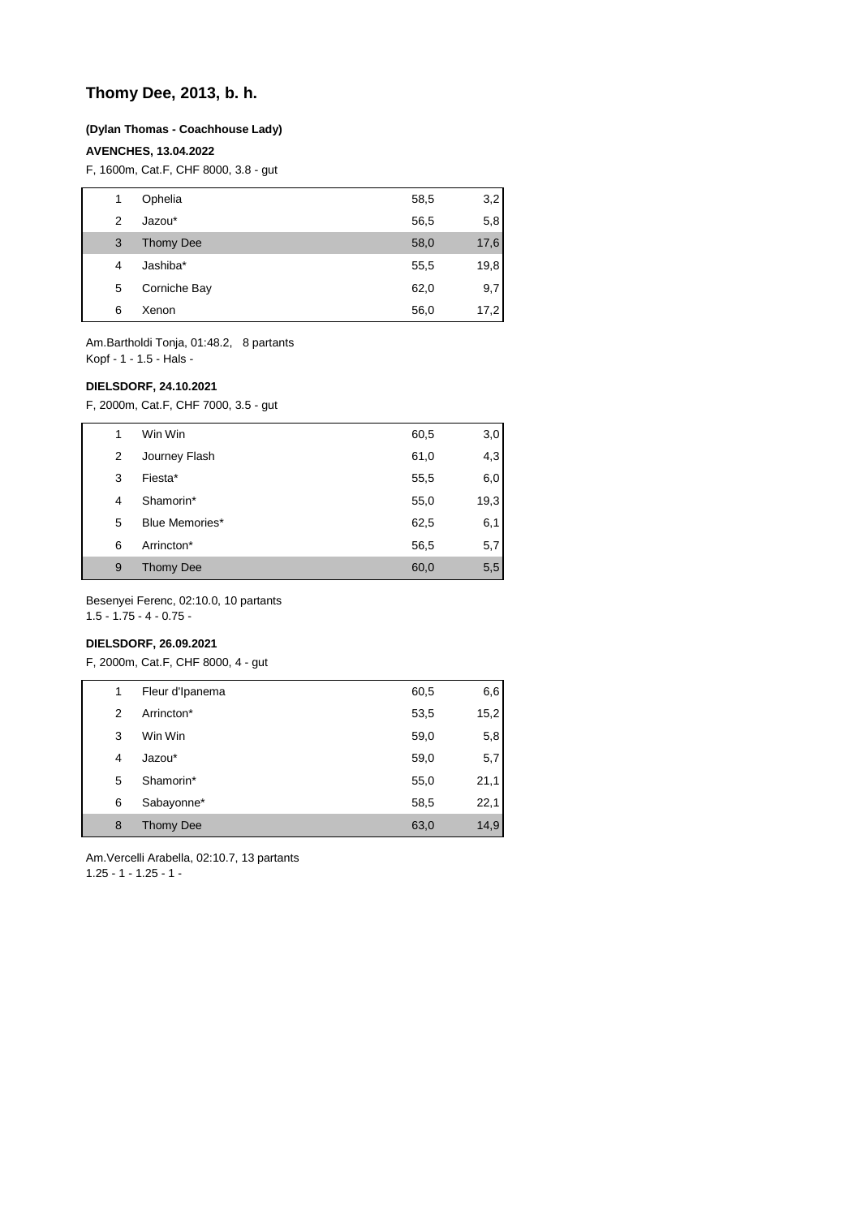# Thomy Dee, 2013, b. h.

**(Dylan Thomas - Coachhouse Lady)**

**AVENCHES, 13.04.2022**

F, 1600m, Cat.F, CHF 8000, 3.8 - gut

| | | | |
|---|---|---|---|
| 1 | Ophelia | 58,5 | 3,2 |
| 2 | Jazou* | 56,5 | 5,8 |
| 3 | Thomy Dee | 58,0 | 17,6 |
| 4 | Jashiba* | 55,5 | 19,8 |
| 5 | Corniche Bay | 62,0 | 9,7 |
| 6 | Xenon | 56,0 | 17,2 |

Am.Bartholdi Tonja, 01:48.2, 8 partants
Kopf - 1 - 1.5 - Hals -

**DIELSDORF, 24.10.2021**

F, 2000m, Cat.F, CHF 7000, 3.5 - gut

| | | | |
|---|---|---|---|
| 1 | Win Win | 60,5 | 3,0 |
| 2 | Journey Flash | 61,0 | 4,3 |
| 3 | Fiesta* | 55,5 | 6,0 |
| 4 | Shamorin* | 55,0 | 19,3 |
| 5 | Blue Memories* | 62,5 | 6,1 |
| 6 | Arrincton* | 56,5 | 5,7 |
| 9 | Thomy Dee | 60,0 | 5,5 |

Besenyei Ferenc, 02:10.0, 10 partants
1.5 - 1.75 - 4 - 0.75 -

**DIELSDORF, 26.09.2021**

F, 2000m, Cat.F, CHF 8000, 4 - gut

| | | | |
|---|---|---|---|
| 1 | Fleur d'Ipanema | 60,5 | 6,6 |
| 2 | Arrincton* | 53,5 | 15,2 |
| 3 | Win Win | 59,0 | 5,8 |
| 4 | Jazou* | 59,0 | 5,7 |
| 5 | Shamorin* | 55,0 | 21,1 |
| 6 | Sabayonne* | 58,5 | 22,1 |
| 8 | Thomy Dee | 63,0 | 14,9 |

Am.Vercelli Arabella, 02:10.7, 13 partants
1.25 - 1 - 1.25 - 1 -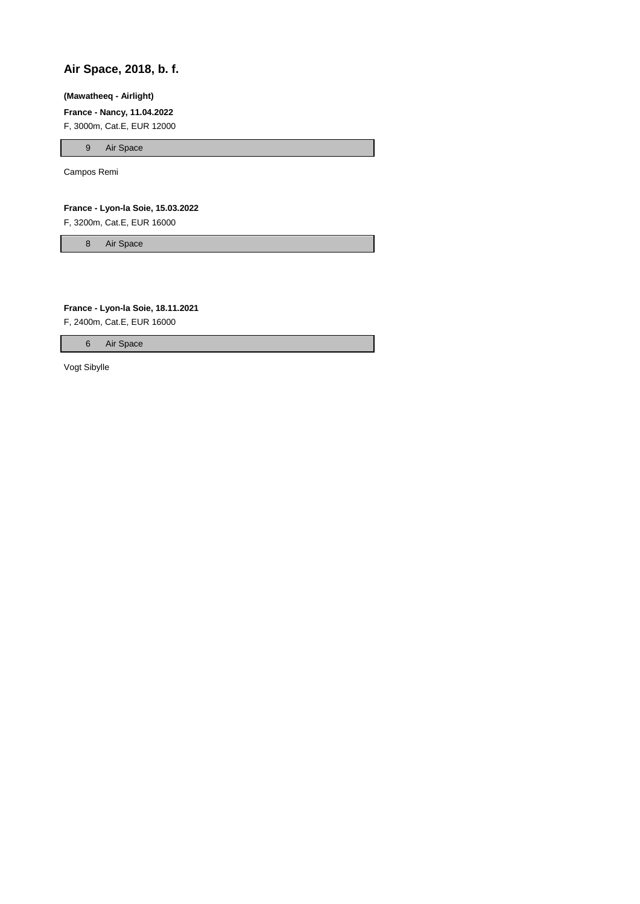## Air Space, 2018, b. f.

**(Mawatheeq - Airlight)**

**France - Nancy, 11.04.2022**

F, 3000m, Cat.E, EUR 12000

| 9 | Air Space |
|---|---|

Campos Remi

**France - Lyon-la Soie, 15.03.2022**

F, 3200m, Cat.E, EUR 16000

| 8 | Air Space |
|---|---|

**France - Lyon-la Soie, 18.11.2021**

F, 2400m, Cat.E, EUR 16000

| 6 | Air Space |
|---|---|

Vogt Sibylle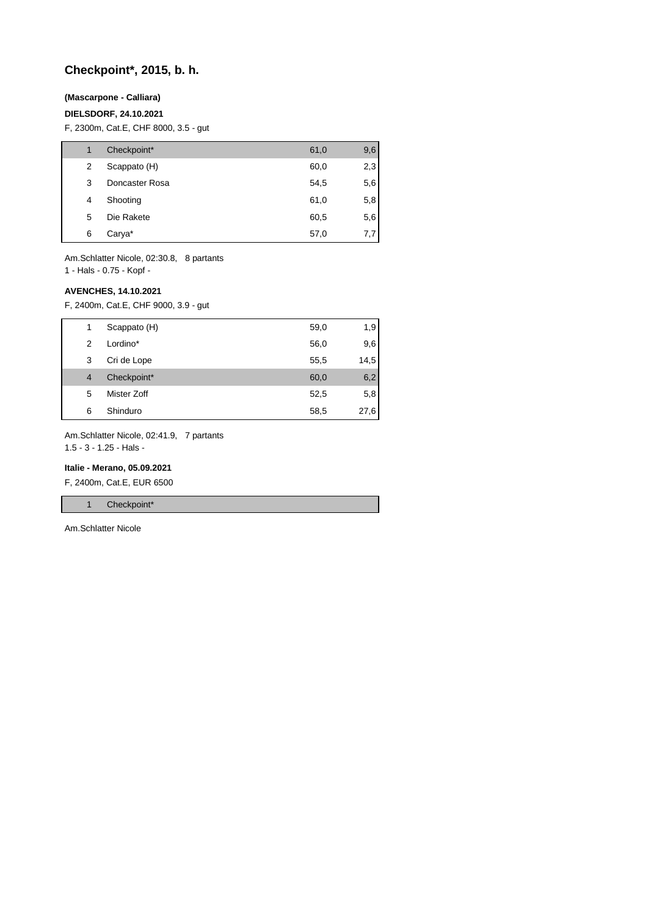# Checkpoint*, 2015, b. h.

**(Mascarpone - Calliara)**

**DIELSDORF, 24.10.2021**

F, 2300m, Cat.E, CHF 8000, 3.5 - gut

| | | | |
|---|---|---|---|
| 1 | Checkpoint* | 61,0 | 9,6 |
| 2 | Scappato (H) | 60,0 | 2,3 |
| 3 | Doncaster Rosa | 54,5 | 5,6 |
| 4 | Shooting | 61,0 | 5,8 |
| 5 | Die Rakete | 60,5 | 5,6 |
| 6 | Carya* | 57,0 | 7,7 |

Am.Schlatter Nicole, 02:30.8, 8 partants
1 - Hals - 0.75 - Kopf -

**AVENCHES, 14.10.2021**

F, 2400m, Cat.E, CHF 9000, 3.9 - gut

| | | | |
|---|---|---|---|
| 1 | Scappato (H) | 59,0 | 1,9 |
| 2 | Lordino* | 56,0 | 9,6 |
| 3 | Cri de Lope | 55,5 | 14,5 |
| 4 | Checkpoint* | 60,0 | 6,2 |
| 5 | Mister Zoff | 52,5 | 5,8 |
| 6 | Shinduro | 58,5 | 27,6 |

Am.Schlatter Nicole, 02:41.9, 7 partants
1.5 - 3 - 1.25 - Hals -

**Italie - Merano, 05.09.2021**

F, 2400m, Cat.E, EUR 6500

| | |
|---|---|
| 1 | Checkpoint* |

Am.Schlatter Nicole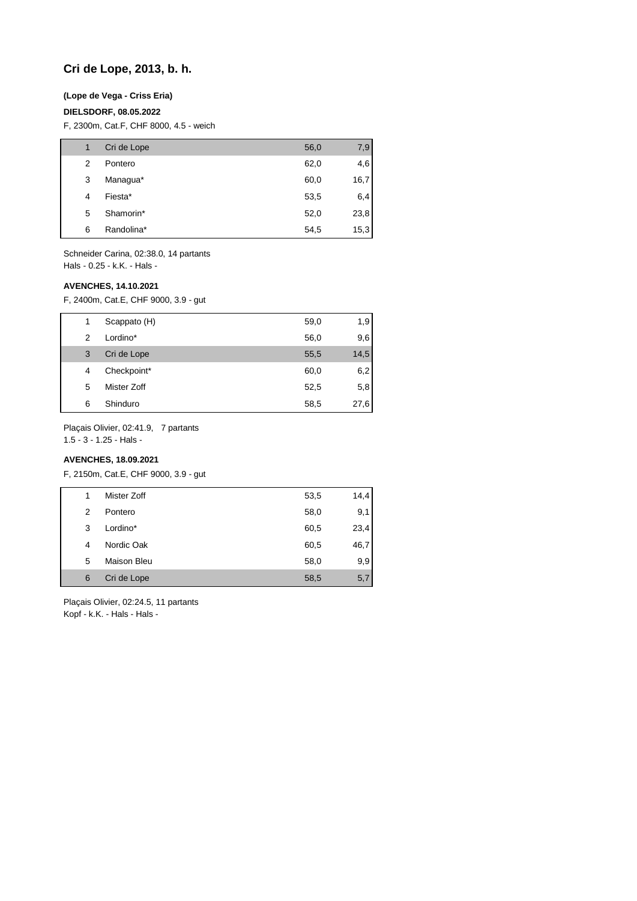## Cri de Lope, 2013, b. h.

**(Lope de Vega - Criss Eria)**

**DIELSDORF, 08.05.2022**

F, 2300m, Cat.F, CHF 8000, 4.5 - weich

| | | | |
|---|---|---|---|
| 1 | Cri de Lope | 56,0 | 7,9 |
| 2 | Pontero | 62,0 | 4,6 |
| 3 | Managua* | 60,0 | 16,7 |
| 4 | Fiesta* | 53,5 | 6,4 |
| 5 | Shamorin* | 52,0 | 23,8 |
| 6 | Randolina* | 54,5 | 15,3 |

Schneider Carina, 02:38.0, 14 partants
Hals - 0.25 - k.K. - Hals -

**AVENCHES, 14.10.2021**

F, 2400m, Cat.E, CHF 9000, 3.9 - gut

| | | | |
|---|---|---|---|
| 1 | Scappato (H) | 59,0 | 1,9 |
| 2 | Lordino* | 56,0 | 9,6 |
| 3 | Cri de Lope | 55,5 | 14,5 |
| 4 | Checkpoint* | 60,0 | 6,2 |
| 5 | Mister Zoff | 52,5 | 5,8 |
| 6 | Shinduro | 58,5 | 27,6 |

Plaçais Olivier, 02:41.9, 7 partants
1.5 - 3 - 1.25 - Hals -

**AVENCHES, 18.09.2021**

F, 2150m, Cat.E, CHF 9000, 3.9 - gut

| | | | |
|---|---|---|---|
| 1 | Mister Zoff | 53,5 | 14,4 |
| 2 | Pontero | 58,0 | 9,1 |
| 3 | Lordino* | 60,5 | 23,4 |
| 4 | Nordic Oak | 60,5 | 46,7 |
| 5 | Maison Bleu | 58,0 | 9,9 |
| 6 | Cri de Lope | 58,5 | 5,7 |

Plaçais Olivier, 02:24.5, 11 partants
Kopf - k.K. - Hals - Hals -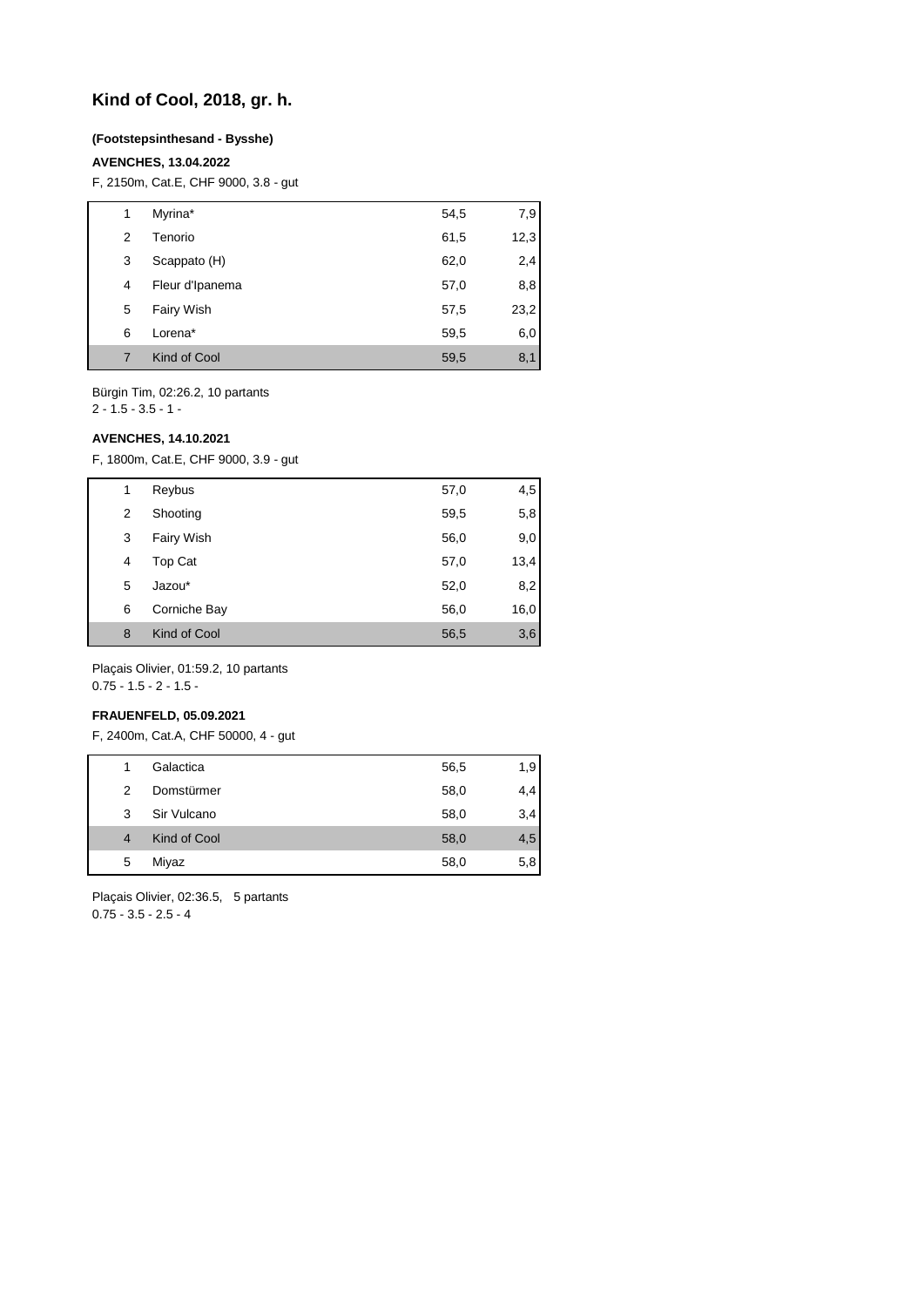# Kind of Cool, 2018, gr. h.

**(Footstepsinthesand - Bysshe)**

**AVENCHES, 13.04.2022**

F, 2150m, Cat.E, CHF 9000, 3.8 - gut

| | | | |
|---|---|---|---|
| 1 | Myrina* | 54,5 | 7,9 |
| 2 | Tenorio | 61,5 | 12,3 |
| 3 | Scappato (H) | 62,0 | 2,4 |
| 4 | Fleur d'Ipanema | 57,0 | 8,8 |
| 5 | Fairy Wish | 57,5 | 23,2 |
| 6 | Lorena* | 59,5 | 6,0 |
| 7 | Kind of Cool | 59,5 | 8,1 |

Bürgin Tim, 02:26.2, 10 partants
2 - 1.5 - 3.5 - 1 -

**AVENCHES, 14.10.2021**

F, 1800m, Cat.E, CHF 9000, 3.9 - gut

| | | | |
|---|---|---|---|
| 1 | Reybus | 57,0 | 4,5 |
| 2 | Shooting | 59,5 | 5,8 |
| 3 | Fairy Wish | 56,0 | 9,0 |
| 4 | Top Cat | 57,0 | 13,4 |
| 5 | Jazou* | 52,0 | 8,2 |
| 6 | Corniche Bay | 56,0 | 16,0 |
| 8 | Kind of Cool | 56,5 | 3,6 |

Plaçais Olivier, 01:59.2, 10 partants
0.75 - 1.5 - 2 - 1.5 -

**FRAUENFELD, 05.09.2021**

F, 2400m, Cat.A, CHF 50000, 4 - gut

| | | | |
|---|---|---|---|
| 1 | Galactica | 56,5 | 1,9 |
| 2 | Domstürmer | 58,0 | 4,4 |
| 3 | Sir Vulcano | 58,0 | 3,4 |
| 4 | Kind of Cool | 58,0 | 4,5 |
| 5 | Miyaz | 58,0 | 5,8 |

Plaçais Olivier, 02:36.5, 5 partants
0.75 - 3.5 - 2.5 - 4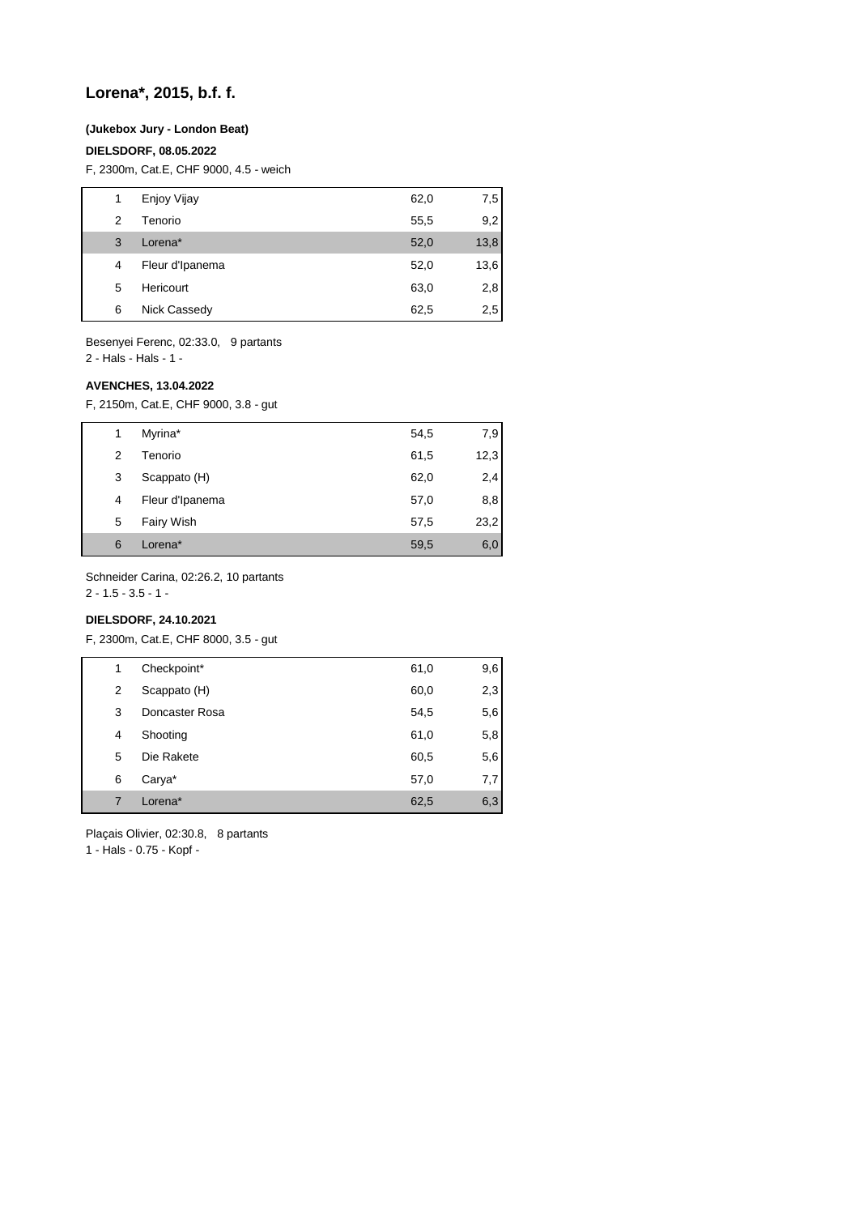## Lorena*, 2015, b.f. f.

**(Jukebox Jury - London Beat)**

**DIELSDORF, 08.05.2022**

F, 2300m, Cat.E, CHF 9000, 4.5 - weich

| | | | |
|---|---|---|---|
| 1 | Enjoy Vijay | 62,0 | 7,5 |
| 2 | Tenorio | 55,5 | 9,2 |
| 3 | Lorena* | 52,0 | 13,8 |
| 4 | Fleur d'Ipanema | 52,0 | 13,6 |
| 5 | Hericourt | 63,0 | 2,8 |
| 6 | Nick Cassedy | 62,5 | 2,5 |

Besenyei Ferenc, 02:33.0, 9 partants
2 - Hals - Hals - 1 -

**AVENCHES, 13.04.2022**

F, 2150m, Cat.E, CHF 9000, 3.8 - gut

| | | | |
|---|---|---|---|
| 1 | Myrina* | 54,5 | 7,9 |
| 2 | Tenorio | 61,5 | 12,3 |
| 3 | Scappato (H) | 62,0 | 2,4 |
| 4 | Fleur d'Ipanema | 57,0 | 8,8 |
| 5 | Fairy Wish | 57,5 | 23,2 |
| 6 | Lorena* | 59,5 | 6,0 |

Schneider Carina, 02:26.2, 10 partants
2 - 1.5 - 3.5 - 1 -

**DIELSDORF, 24.10.2021**

F, 2300m, Cat.E, CHF 8000, 3.5 - gut

| | | | |
|---|---|---|---|
| 1 | Checkpoint* | 61,0 | 9,6 |
| 2 | Scappato (H) | 60,0 | 2,3 |
| 3 | Doncaster Rosa | 54,5 | 5,6 |
| 4 | Shooting | 61,0 | 5,8 |
| 5 | Die Rakete | 60,5 | 5,6 |
| 6 | Carya* | 57,0 | 7,7 |
| 7 | Lorena* | 62,5 | 6,3 |

Plaçais Olivier, 02:30.8, 8 partants
1 - Hals - 0.75 - Kopf -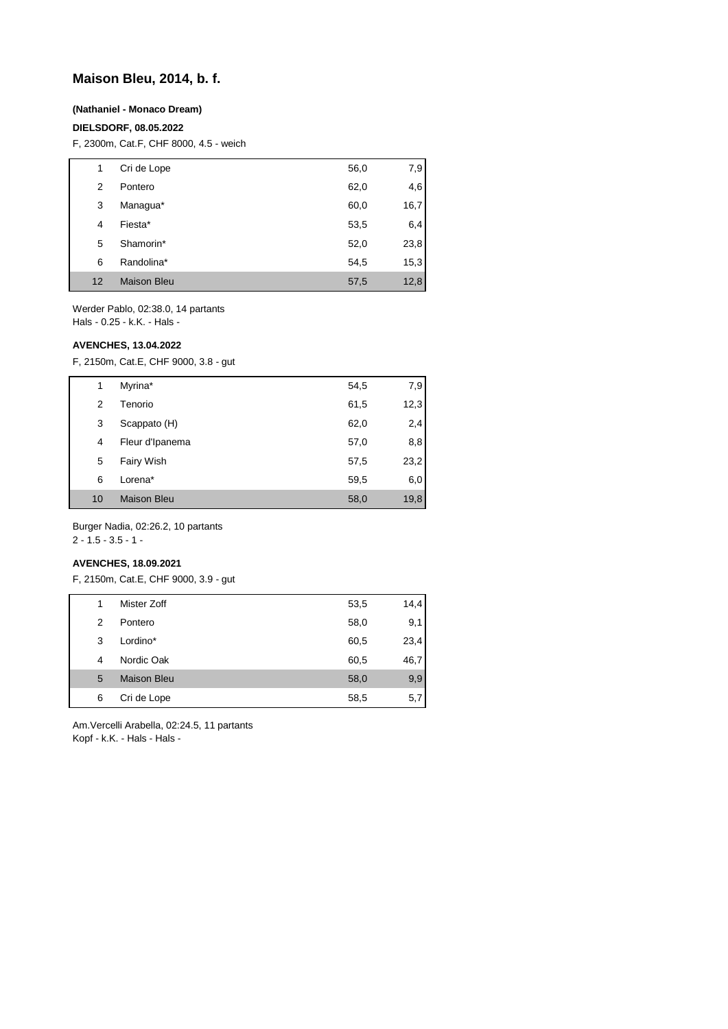# Maison Bleu, 2014, b. f.

**(Nathaniel - Monaco Dream)**

**DIELSDORF, 08.05.2022**

F, 2300m, Cat.F, CHF 8000, 4.5 - weich

| | | | |
|---|---|---|---|
| 1 | Cri de Lope | 56,0 | 7,9 |
| 2 | Pontero | 62,0 | 4,6 |
| 3 | Managua* | 60,0 | 16,7 |
| 4 | Fiesta* | 53,5 | 6,4 |
| 5 | Shamorin* | 52,0 | 23,8 |
| 6 | Randolina* | 54,5 | 15,3 |
| 12 | Maison Bleu | 57,5 | 12,8 |

Werder Pablo, 02:38.0, 14 partants
Hals - 0.25 - k.K. - Hals -

**AVENCHES, 13.04.2022**

F, 2150m, Cat.E, CHF 9000, 3.8 - gut

| | | | |
|---|---|---|---|
| 1 | Myrina* | 54,5 | 7,9 |
| 2 | Tenorio | 61,5 | 12,3 |
| 3 | Scappato (H) | 62,0 | 2,4 |
| 4 | Fleur d'Ipanema | 57,0 | 8,8 |
| 5 | Fairy Wish | 57,5 | 23,2 |
| 6 | Lorena* | 59,5 | 6,0 |
| 10 | Maison Bleu | 58,0 | 19,8 |

Burger Nadia, 02:26.2, 10 partants
2 - 1.5 - 3.5 - 1 -

**AVENCHES, 18.09.2021**

F, 2150m, Cat.E, CHF 9000, 3.9 - gut

| | | | |
|---|---|---|---|
| 1 | Mister Zoff | 53,5 | 14,4 |
| 2 | Pontero | 58,0 | 9,1 |
| 3 | Lordino* | 60,5 | 23,4 |
| 4 | Nordic Oak | 60,5 | 46,7 |
| 5 | Maison Bleu | 58,0 | 9,9 |
| 6 | Cri de Lope | 58,5 | 5,7 |

Am.Vercelli Arabella, 02:24.5, 11 partants
Kopf - k.K. - Hals - Hals -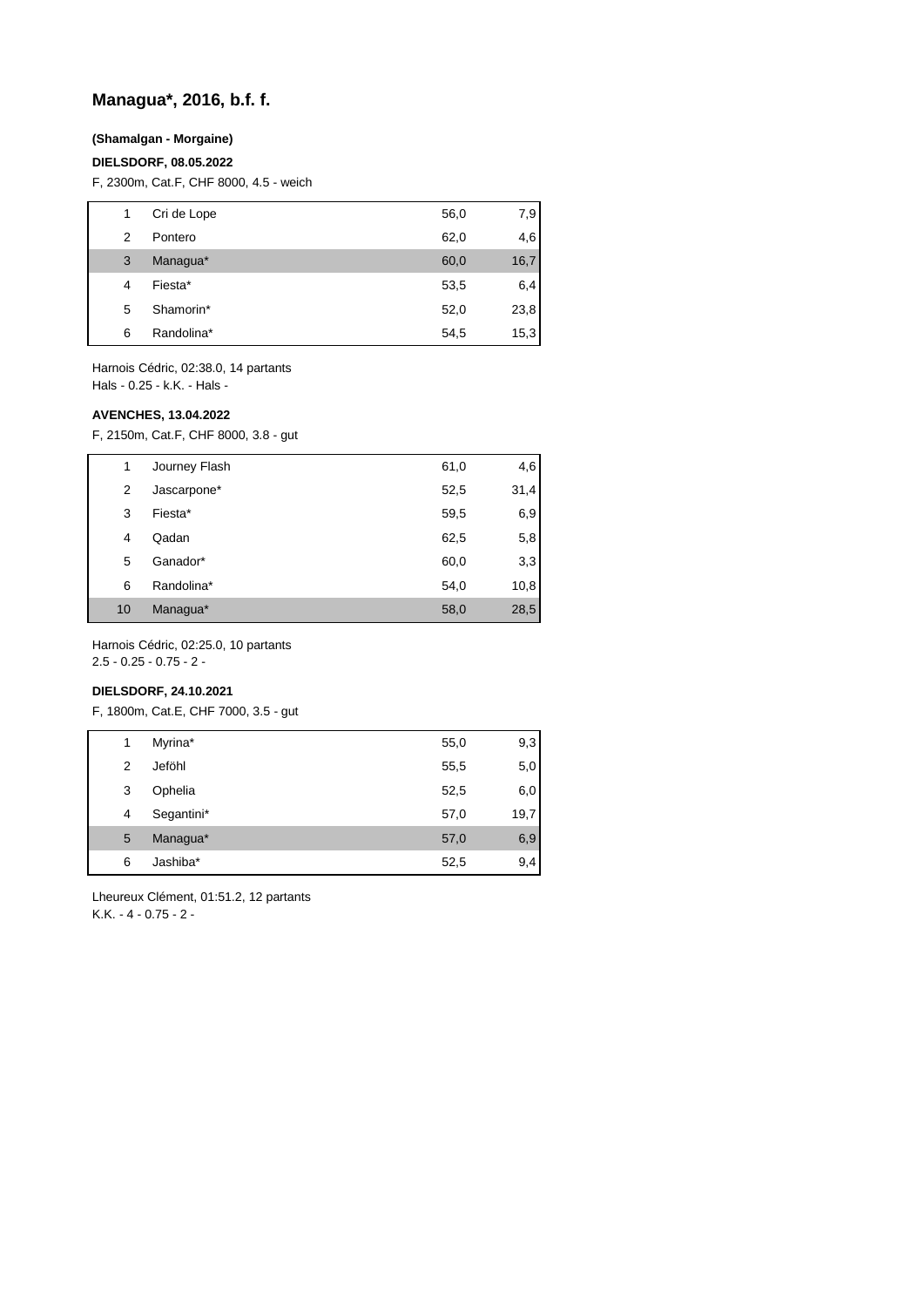## Managua*, 2016, b.f. f.

**(Shamalgan - Morgaine)**

**DIELSDORF, 08.05.2022**

F, 2300m, Cat.F, CHF 8000, 4.5 - weich

| | | | |
|---|---|---|---|
| 1 | Cri de Lope | 56,0 | 7,9 |
| 2 | Pontero | 62,0 | 4,6 |
| 3 | Managua* | 60,0 | 16,7 |
| 4 | Fiesta* | 53,5 | 6,4 |
| 5 | Shamorin* | 52,0 | 23,8 |
| 6 | Randolina* | 54,5 | 15,3 |

Harnois Cédric, 02:38.0, 14 partants
Hals - 0.25 - k.K. - Hals -

**AVENCHES, 13.04.2022**

F, 2150m, Cat.F, CHF 8000, 3.8 - gut

| | | | |
|---|---|---|---|
| 1 | Journey Flash | 61,0 | 4,6 |
| 2 | Jascarpone* | 52,5 | 31,4 |
| 3 | Fiesta* | 59,5 | 6,9 |
| 4 | Qadan | 62,5 | 5,8 |
| 5 | Ganador* | 60,0 | 3,3 |
| 6 | Randolina* | 54,0 | 10,8 |
| 10 | Managua* | 58,0 | 28,5 |

Harnois Cédric, 02:25.0, 10 partants
2.5 - 0.25 - 0.75 - 2 -

**DIELSDORF, 24.10.2021**

F, 1800m, Cat.E, CHF 7000, 3.5 - gut

| | | | |
|---|---|---|---|
| 1 | Myrina* | 55,0 | 9,3 |
| 2 | Jeföhl | 55,5 | 5,0 |
| 3 | Ophelia | 52,5 | 6,0 |
| 4 | Segantini* | 57,0 | 19,7 |
| 5 | Managua* | 57,0 | 6,9 |
| 6 | Jashiba* | 52,5 | 9,4 |

Lheureux Clément, 01:51.2, 12 partants
K.K. - 4 - 0.75 - 2 -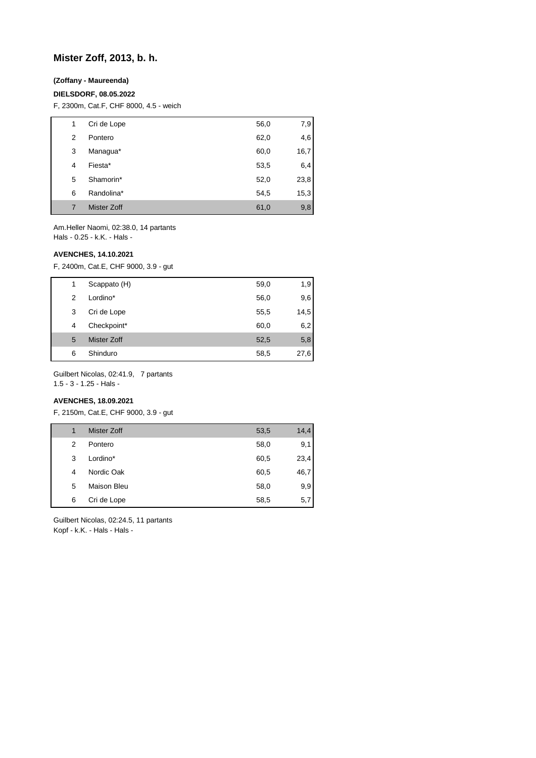## Mister Zoff, 2013, b. h.

**(Zoffany - Maureenda)**

**DIELSDORF, 08.05.2022**

F, 2300m, Cat.F, CHF 8000, 4.5 - weich

| | | | |
|---|---|---|---|
| 1 | Cri de Lope | 56,0 | 7,9 |
| 2 | Pontero | 62,0 | 4,6 |
| 3 | Managua* | 60,0 | 16,7 |
| 4 | Fiesta* | 53,5 | 6,4 |
| 5 | Shamorin* | 52,0 | 23,8 |
| 6 | Randolina* | 54,5 | 15,3 |
| 7 | Mister Zoff | 61,0 | 9,8 |

Am.Heller Naomi, 02:38.0, 14 partants
Hals - 0.25 - k.K. - Hals -

**AVENCHES, 14.10.2021**

F, 2400m, Cat.E, CHF 9000, 3.9 - gut

| | | | |
|---|---|---|---|
| 1 | Scappato (H) | 59,0 | 1,9 |
| 2 | Lordino* | 56,0 | 9,6 |
| 3 | Cri de Lope | 55,5 | 14,5 |
| 4 | Checkpoint* | 60,0 | 6,2 |
| 5 | Mister Zoff | 52,5 | 5,8 |
| 6 | Shinduro | 58,5 | 27,6 |

Guilbert Nicolas, 02:41.9, 7 partants
1.5 - 3 - 1.25 - Hals -

**AVENCHES, 18.09.2021**

F, 2150m, Cat.E, CHF 9000, 3.9 - gut

| | | | |
|---|---|---|---|
| 1 | Mister Zoff | 53,5 | 14,4 |
| 2 | Pontero | 58,0 | 9,1 |
| 3 | Lordino* | 60,5 | 23,4 |
| 4 | Nordic Oak | 60,5 | 46,7 |
| 5 | Maison Bleu | 58,0 | 9,9 |
| 6 | Cri de Lope | 58,5 | 5,7 |

Guilbert Nicolas, 02:24.5, 11 partants
Kopf - k.K. - Hals - Hals -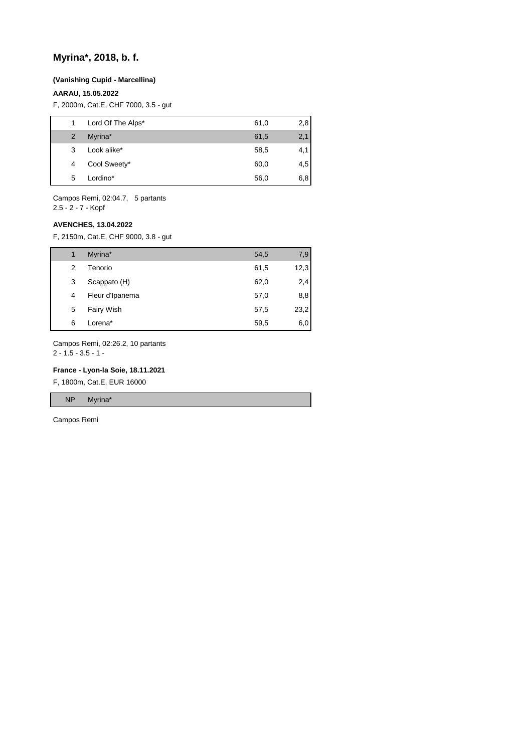## Myrina*, 2018, b. f.

**(Vanishing Cupid - Marcellina)**

**AARAU, 15.05.2022**

F, 2000m, Cat.E, CHF 7000, 3.5 - gut

| | | | |
|---|---|---|---|
| 1 | Lord Of The Alps* | 61,0 | 2,8 |
| 2 | Myrina* | 61,5 | 2,1 |
| 3 | Look alike* | 58,5 | 4,1 |
| 4 | Cool Sweety* | 60,0 | 4,5 |
| 5 | Lordino* | 56,0 | 6,8 |

Campos Remi, 02:04.7, 5 partants
2.5 - 2 - 7 - Kopf

**AVENCHES, 13.04.2022**

F, 2150m, Cat.E, CHF 9000, 3.8 - gut

| | | | |
|---|---|---|---|
| 1 | Myrina* | 54,5 | 7,9 |
| 2 | Tenorio | 61,5 | 12,3 |
| 3 | Scappato (H) | 62,0 | 2,4 |
| 4 | Fleur d'Ipanema | 57,0 | 8,8 |
| 5 | Fairy Wish | 57,5 | 23,2 |
| 6 | Lorena* | 59,5 | 6,0 |

Campos Remi, 02:26.2, 10 partants
2 - 1.5 - 3.5 - 1 -

**France - Lyon-la Soie, 18.11.2021**

F, 1800m, Cat.E, EUR 16000

| | |
|---|---|
| NP | Myrina* |

Campos Remi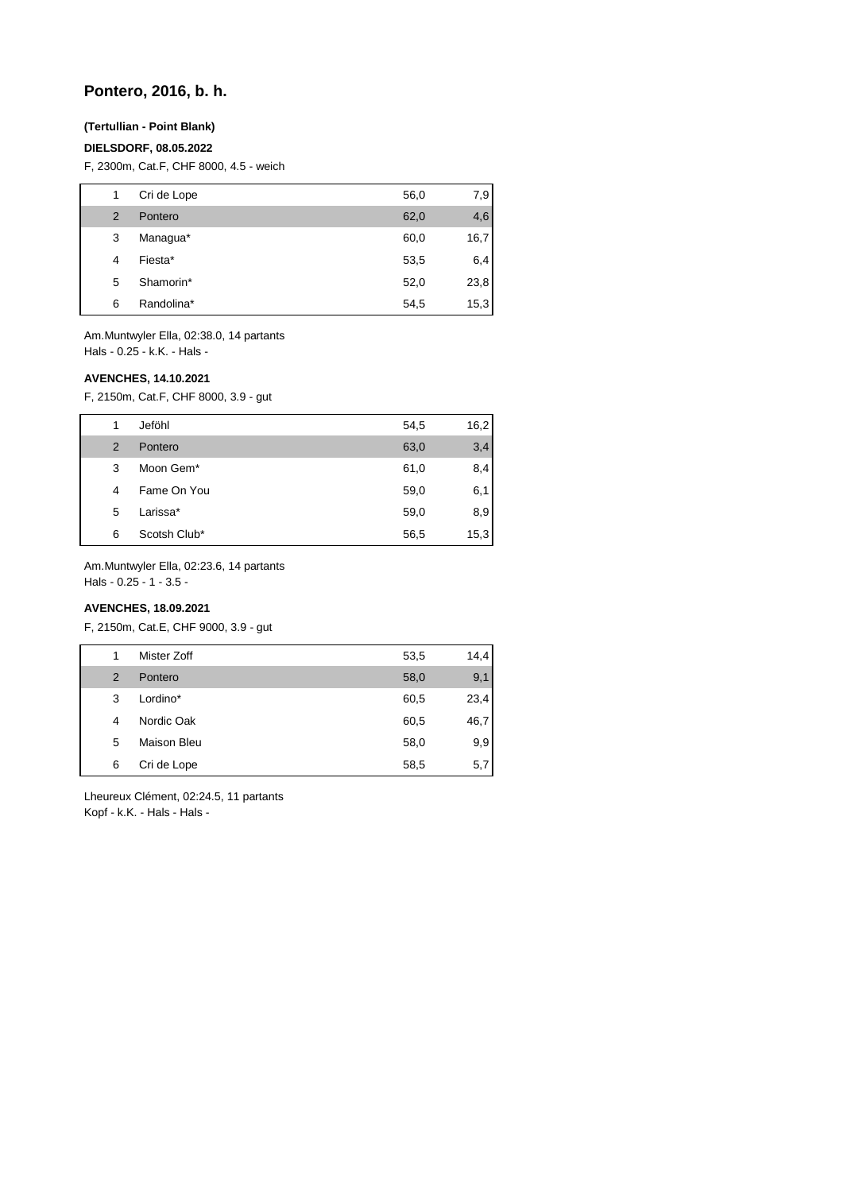# Pontero, 2016, b. h.

**(Tertullian - Point Blank)**

**DIELSDORF, 08.05.2022**

F, 2300m, Cat.F, CHF 8000, 4.5 - weich

| | | | |
|---|---|---|---|
| 1 | Cri de Lope | 56,0 | 7,9 |
| 2 | Pontero | 62,0 | 4,6 |
| 3 | Managua* | 60,0 | 16,7 |
| 4 | Fiesta* | 53,5 | 6,4 |
| 5 | Shamorin* | 52,0 | 23,8 |
| 6 | Randolina* | 54,5 | 15,3 |

Am.Muntwyler Ella, 02:38.0, 14 partants
Hals - 0.25 - k.K. - Hals -

**AVENCHES, 14.10.2021**

F, 2150m, Cat.F, CHF 8000, 3.9 - gut

| | | | |
|---|---|---|---|
| 1 | Jeföhl | 54,5 | 16,2 |
| 2 | Pontero | 63,0 | 3,4 |
| 3 | Moon Gem* | 61,0 | 8,4 |
| 4 | Fame On You | 59,0 | 6,1 |
| 5 | Larissa* | 59,0 | 8,9 |
| 6 | Scotsh Club* | 56,5 | 15,3 |

Am.Muntwyler Ella, 02:23.6, 14 partants
Hals - 0.25 - 1 - 3.5 -

**AVENCHES, 18.09.2021**

F, 2150m, Cat.E, CHF 9000, 3.9 - gut

| | | | |
|---|---|---|---|
| 1 | Mister Zoff | 53,5 | 14,4 |
| 2 | Pontero | 58,0 | 9,1 |
| 3 | Lordino* | 60,5 | 23,4 |
| 4 | Nordic Oak | 60,5 | 46,7 |
| 5 | Maison Bleu | 58,0 | 9,9 |
| 6 | Cri de Lope | 58,5 | 5,7 |

Lheureux Clément, 02:24.5, 11 partants
Kopf - k.K. - Hals - Hals -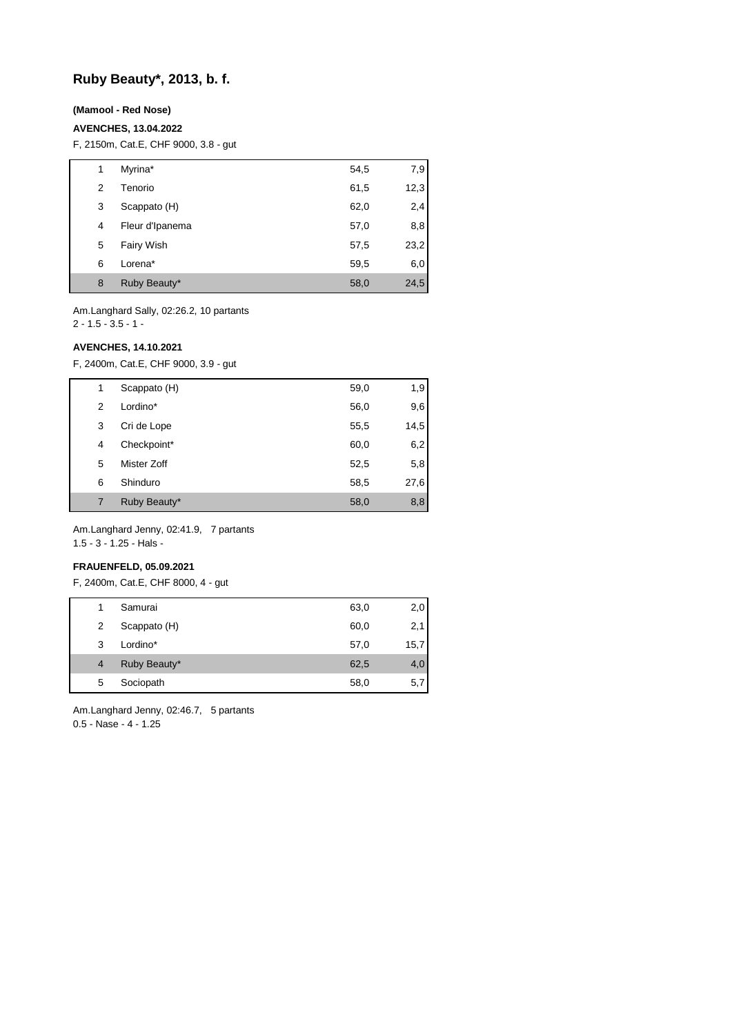# Ruby Beauty*, 2013, b. f.

**(Mamool - Red Nose)**

**AVENCHES, 13.04.2022**

F, 2150m, Cat.E, CHF 9000, 3.8 - gut

| | | | |
|---|---|---|---|
| 1 | Myrina* | 54,5 | 7,9 |
| 2 | Tenorio | 61,5 | 12,3 |
| 3 | Scappato (H) | 62,0 | 2,4 |
| 4 | Fleur d'Ipanema | 57,0 | 8,8 |
| 5 | Fairy Wish | 57,5 | 23,2 |
| 6 | Lorena* | 59,5 | 6,0 |
| 8 | Ruby Beauty* | 58,0 | 24,5 |

Am.Langhard Sally, 02:26.2, 10 partants
2 - 1.5 - 3.5 - 1 -

**AVENCHES, 14.10.2021**

F, 2400m, Cat.E, CHF 9000, 3.9 - gut

| | | | |
|---|---|---|---|
| 1 | Scappato (H) | 59,0 | 1,9 |
| 2 | Lordino* | 56,0 | 9,6 |
| 3 | Cri de Lope | 55,5 | 14,5 |
| 4 | Checkpoint* | 60,0 | 6,2 |
| 5 | Mister Zoff | 52,5 | 5,8 |
| 6 | Shinduro | 58,5 | 27,6 |
| 7 | Ruby Beauty* | 58,0 | 8,8 |

Am.Langhard Jenny, 02:41.9, 7 partants
1.5 - 3 - 1.25 - Hals -

**FRAUENFELD, 05.09.2021**

F, 2400m, Cat.E, CHF 8000, 4 - gut

| | | | |
|---|---|---|---|
| 1 | Samurai | 63,0 | 2,0 |
| 2 | Scappato (H) | 60,0 | 2,1 |
| 3 | Lordino* | 57,0 | 15,7 |
| 4 | Ruby Beauty* | 62,5 | 4,0 |
| 5 | Sociopath | 58,0 | 5,7 |

Am.Langhard Jenny, 02:46.7, 5 partants
0.5 - Nase - 4 - 1.25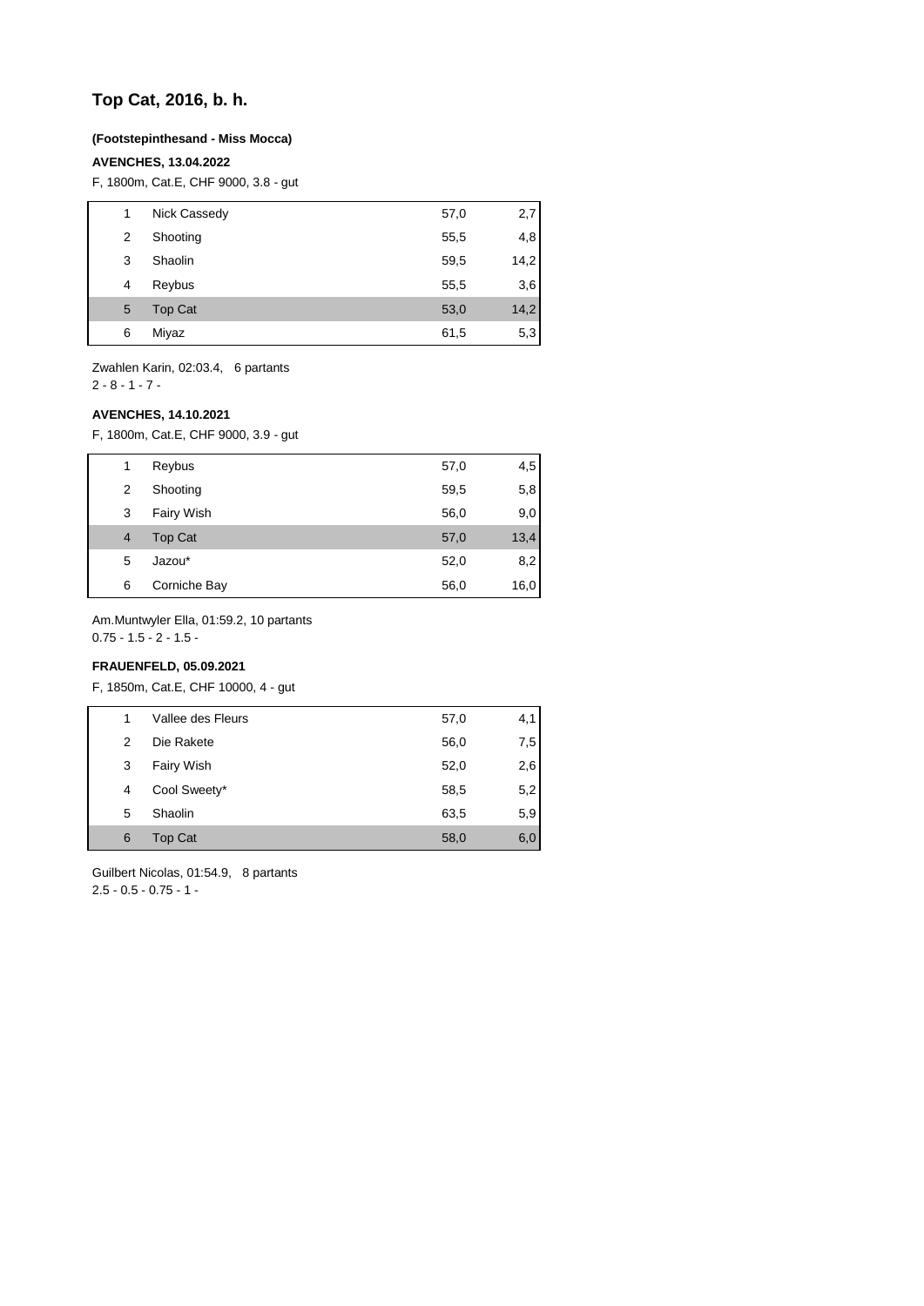# Top Cat, 2016, b. h.

**(Footstepinthesand - Miss Mocca)**

**AVENCHES, 13.04.2022**

F, 1800m, Cat.E, CHF 9000, 3.8 - gut

| | | | |
|---|---|---|---|
| 1 | Nick Cassedy | 57,0 | 2,7 |
| 2 | Shooting | 55,5 | 4,8 |
| 3 | Shaolin | 59,5 | 14,2 |
| 4 | Reybus | 55,5 | 3,6 |
| 5 | Top Cat | 53,0 | 14,2 |
| 6 | Miyaz | 61,5 | 5,3 |

Zwahlen Karin, 02:03.4, 6 partants
2 - 8 - 1 - 7 -

**AVENCHES, 14.10.2021**

F, 1800m, Cat.E, CHF 9000, 3.9 - gut

| | | | |
|---|---|---|---|
| 1 | Reybus | 57,0 | 4,5 |
| 2 | Shooting | 59,5 | 5,8 |
| 3 | Fairy Wish | 56,0 | 9,0 |
| 4 | Top Cat | 57,0 | 13,4 |
| 5 | Jazou* | 52,0 | 8,2 |
| 6 | Corniche Bay | 56,0 | 16,0 |

Am.Muntwyler Ella, 01:59.2, 10 partants
0.75 - 1.5 - 2 - 1.5 -

**FRAUENFELD, 05.09.2021**

F, 1850m, Cat.E, CHF 10000, 4 - gut

| | | | |
|---|---|---|---|
| 1 | Vallee des Fleurs | 57,0 | 4,1 |
| 2 | Die Rakete | 56,0 | 7,5 |
| 3 | Fairy Wish | 52,0 | 2,6 |
| 4 | Cool Sweety* | 58,5 | 5,2 |
| 5 | Shaolin | 63,5 | 5,9 |
| 6 | Top Cat | 58,0 | 6,0 |

Guilbert Nicolas, 01:54.9, 8 partants
2.5 - 0.5 - 0.75 - 1 -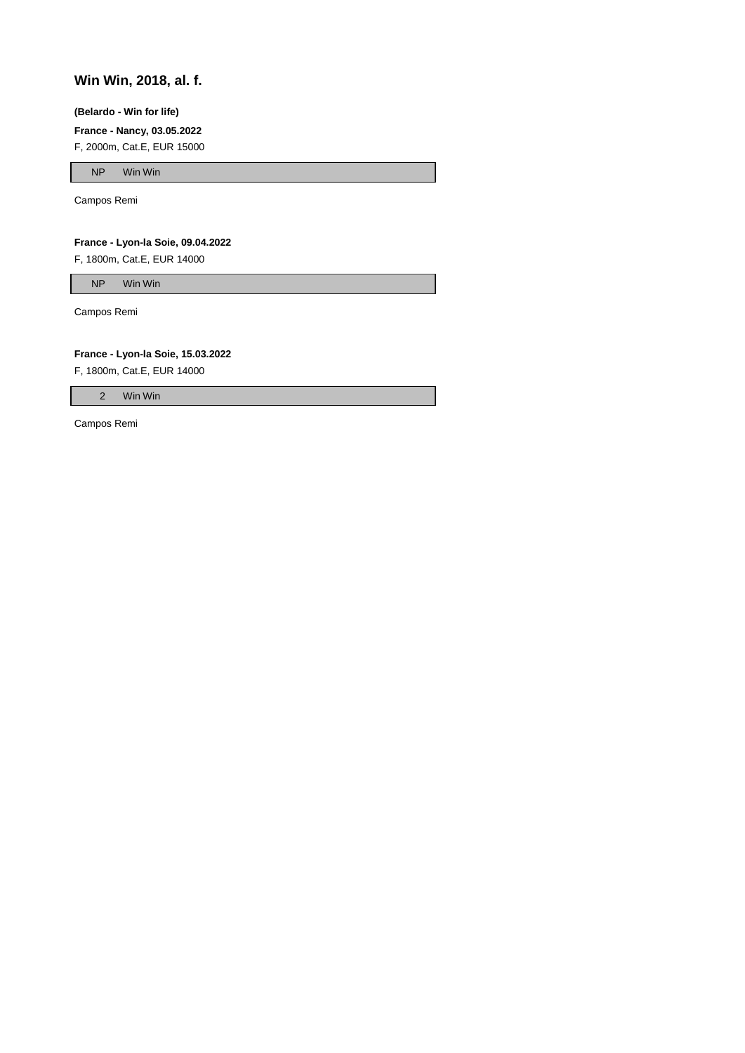## Win Win, 2018, al. f.

**(Belardo - Win for life)**

**France - Nancy, 03.05.2022**

F, 2000m, Cat.E, EUR 15000

| | |
|---|---|
| NP | Win Win |

Campos Remi

**France - Lyon-la Soie, 09.04.2022**

F, 1800m, Cat.E, EUR 14000

| | |
|---|---|
| NP | Win Win |

Campos Remi

**France - Lyon-la Soie, 15.03.2022**

F, 1800m, Cat.E, EUR 14000

| | |
|---|---|
| 2 | Win Win |

Campos Remi